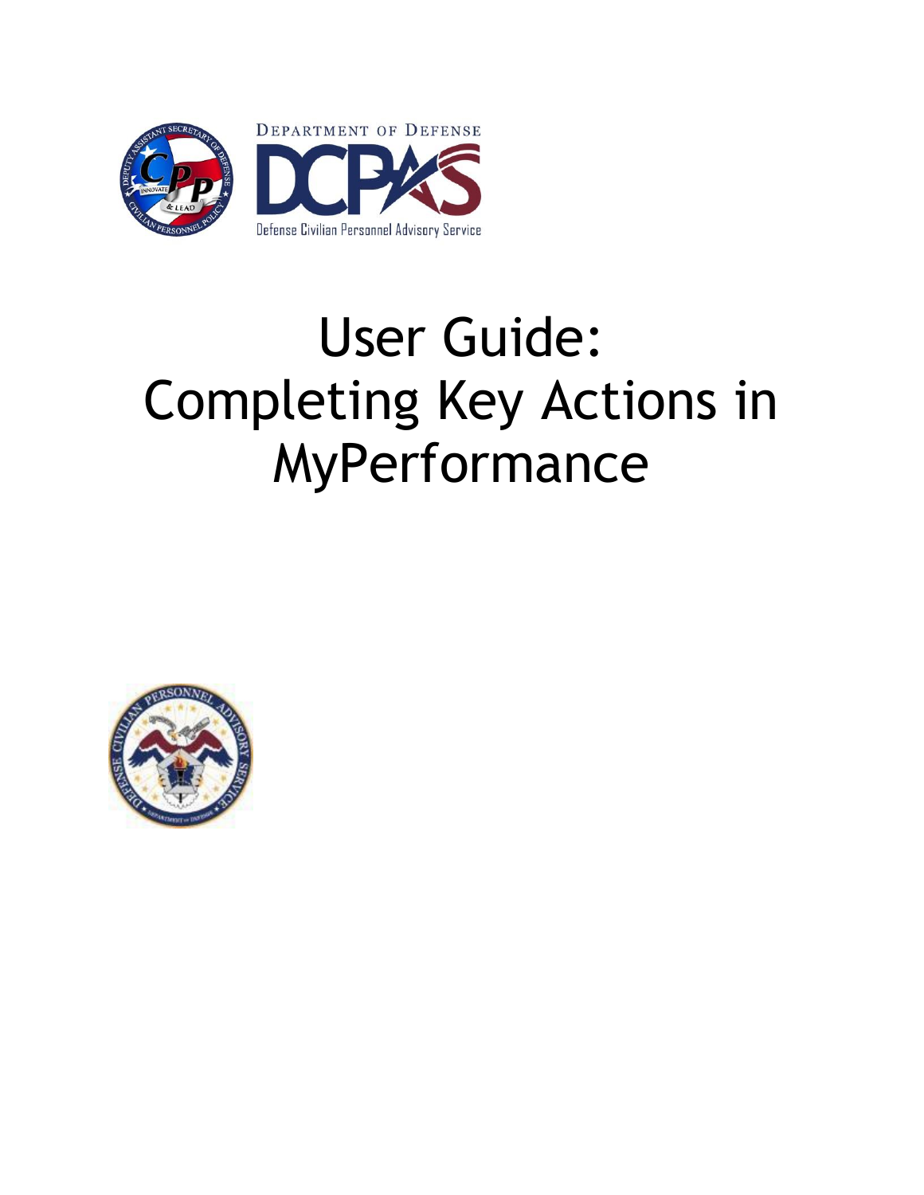Department of Defense

DCPAS

Defense Civilian Personnel Advisory Service

# User Guide: Completing Key Actions in MyPerformance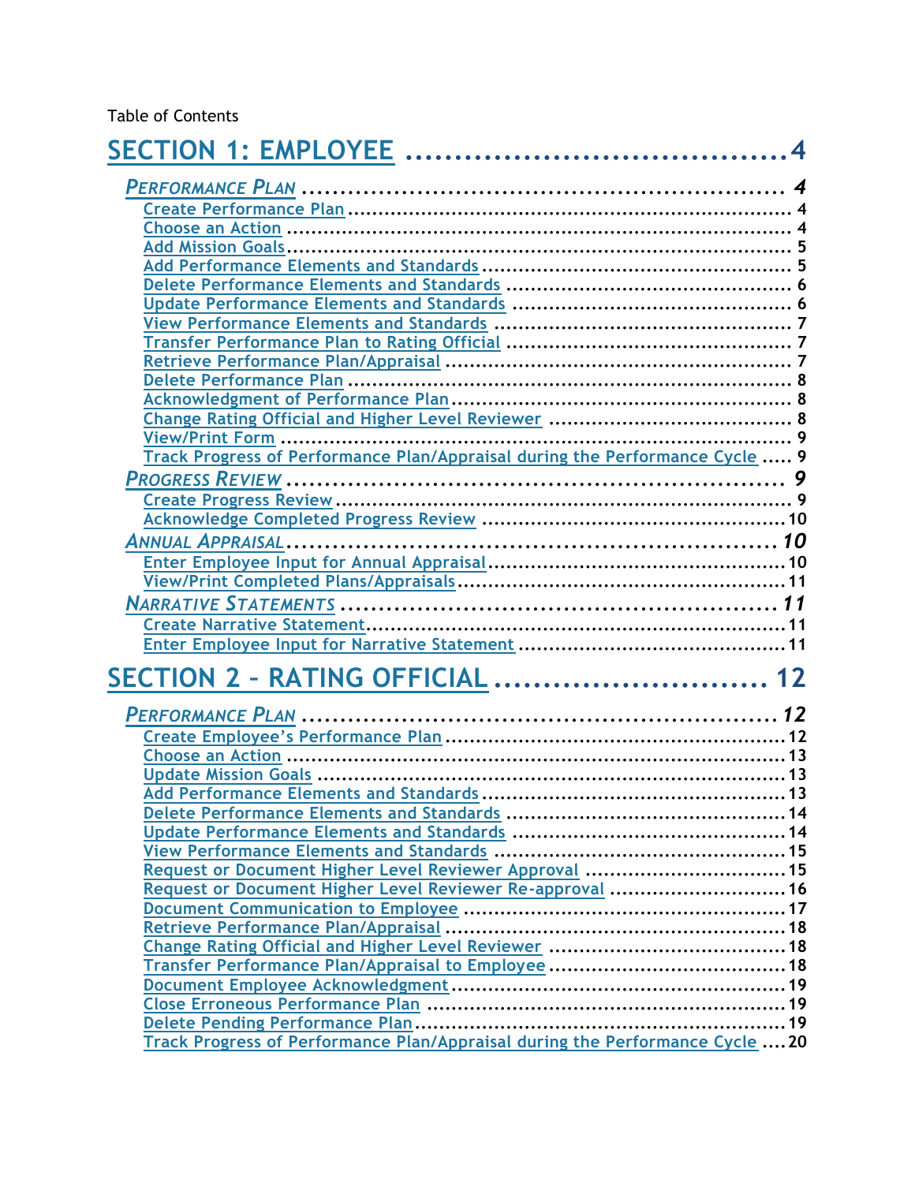Table of Contents

[SECTION 1: EMPLOYEE](#) ........................................ 4

- *[PERFORMANCE PLAN](#)* ........................................ 4
  - [Create Performance Plan](#) ........................................ 4
  - [Choose an Action](#) ........................................ 4
  - [Add Mission Goals](#) ........................................ 5
  - [Add Performance Elements and Standards](#) ........................................ 5
  - [Delete Performance Elements and Standards](#) ........................................ 6
  - [Update Performance Elements and Standards](#) ........................................ 6
  - [View Performance Elements and Standards](#) ........................................ 7
  - [Transfer Performance Plan to Rating Official](#) ........................................ 7
  - [Retrieve Performance Plan/Appraisal](#) ........................................ 7
  - [Delete Performance Plan](#) ........................................ 8
  - [Acknowledgment of Performance Plan](#) ........................................ 8
  - [Change Rating Official and Higher Level Reviewer](#) ........................................ 8
  - [View/Print Form](#) ........................................ 9
  - [Track Progress of Performance Plan/Appraisal during the Performance Cycle](#) ........ 9
- *[PROGRESS REVIEW](#)* ........................................ 9
  - [Create Progress Review](#) ........................................ 9
  - [Acknowledge Completed Progress Review](#) ........................................ 10
- *[ANNUAL APPRAISAL](#)* ........................................ 10
  - [Enter Employee Input for Annual Appraisal](#) ........................................ 10
  - [View/Print Completed Plans/Appraisals](#) ........................................ 11
- *[NARRATIVE STATEMENTS](#)* ........................................ 11
  - [Create Narrative Statement](#) ........................................ 11
  - [Enter Employee Input for Narrative Statement](#) ........................................ 11

[SECTION 2 – RATING OFFICIAL](#) ........................................ 12

- *[PERFORMANCE PLAN](#)* ........................................ 12
  - [Create Employee's Performance Plan](#) ........................................ 12
  - [Choose an Action](#) ........................................ 13
  - [Update Mission Goals](#) ........................................ 13
  - [Add Performance Elements and Standards](#) ........................................ 13
  - [Delete Performance Elements and Standards](#) ........................................ 14
  - [Update Performance Elements and Standards](#) ........................................ 14
  - [View Performance Elements and Standards](#) ........................................ 15
  - [Request or Document Higher Level Reviewer Approval](#) ........................................ 15
  - [Request or Document Higher Level Reviewer Re-approval](#) ........................................ 16
  - [Document Communication to Employee](#) ........................................ 17
  - [Retrieve Performance Plan/Appraisal](#) ........................................ 18
  - [Change Rating Official and Higher Level Reviewer](#) ........................................ 18
  - [Transfer Performance Plan/Appraisal to Employee](#) ........................................ 18
  - [Document Employee Acknowledgment](#) ........................................ 19
  - [Close Erroneous Performance Plan](#) ........................................ 19
  - [Delete Pending Performance Plan](#) ........................................ 19
  - [Track Progress of Performance Plan/Appraisal during the Performance Cycle](#) ........ 20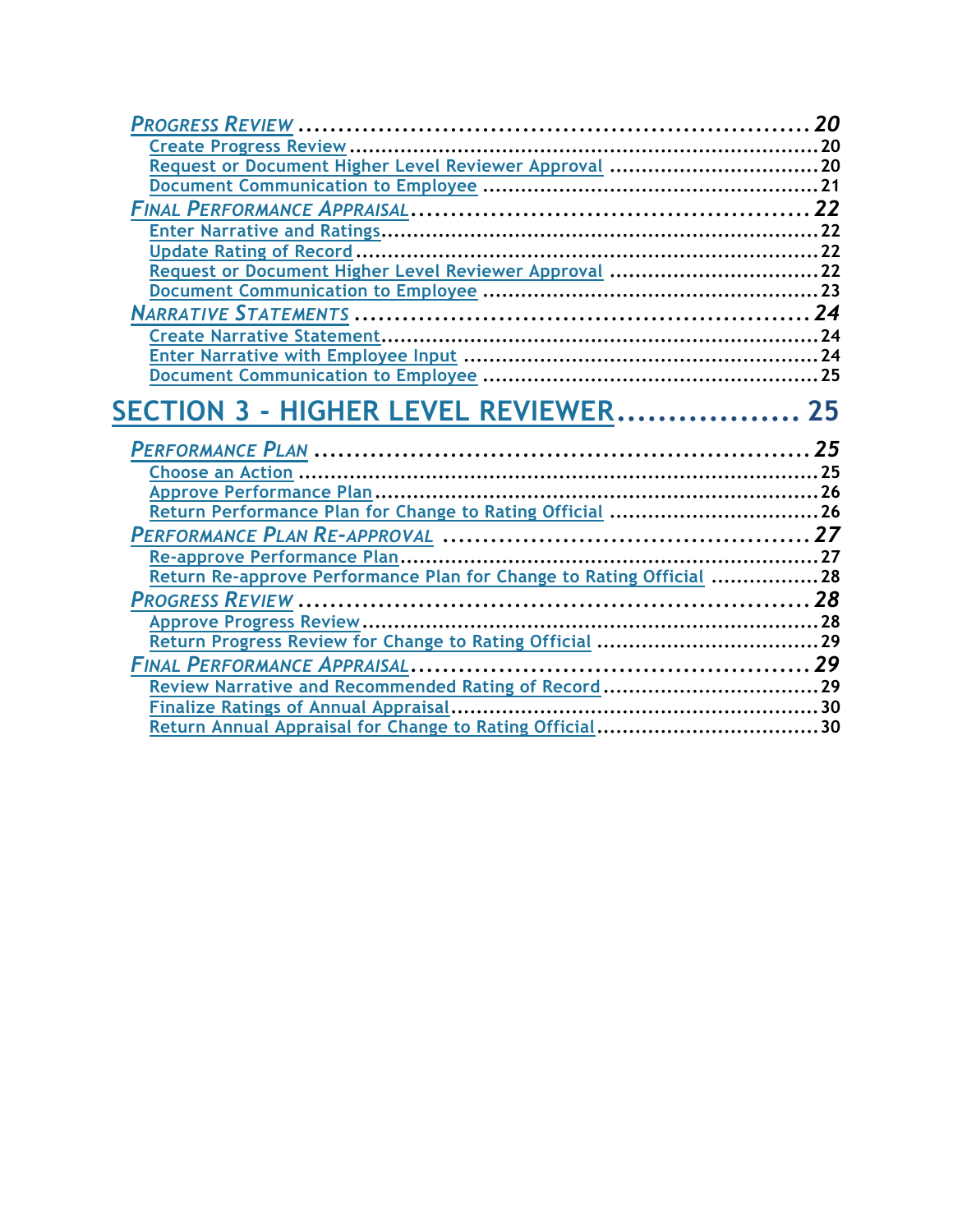*PROGRESS REVIEW* ........................................................................ 20
- Create Progress Review ........................................................................ 20
- Request or Document Higher Level Reviewer Approval ........................................ 20
- Document Communication to Employee ........................................................ 21

*FINAL PERFORMANCE APPRAISAL* ................................................................ 22
- Enter Narrative and Ratings ........................................................................ 22
- Update Rating of Record ........................................................................ 22
- Request or Document Higher Level Reviewer Approval ........................................ 22
- Document Communication to Employee ........................................................ 23

*NARRATIVE STATEMENTS* ........................................................................ 24
- Create Narrative Statement ........................................................................ 24
- Enter Narrative with Employee Input ........................................................ 24
- Document Communication to Employee ........................................................ 25

# SECTION 3 - HIGHER LEVEL REVIEWER .................. 25

*PERFORMANCE PLAN* ........................................................................ 25
- Choose an Action ........................................................................ 25
- Approve Performance Plan ........................................................................ 26
- Return Performance Plan for Change to Rating Official ........................................ 26

*PERFORMANCE PLAN RE-APPROVAL* ................................................................ 27
- Re-approve Performance Plan ........................................................................ 27
- Return Re-approve Performance Plan for Change to Rating Official ................ 28

*PROGRESS REVIEW* ........................................................................ 28
- Approve Progress Review ........................................................................ 28
- Return Progress Review for Change to Rating Official ........................................ 29

*FINAL PERFORMANCE APPRAISAL* ................................................................ 29
- Review Narrative and Recommended Rating of Record ........................................ 29
- Finalize Ratings of Annual Appraisal ........................................................ 30
- Return Annual Appraisal for Change to Rating Official ........................................ 30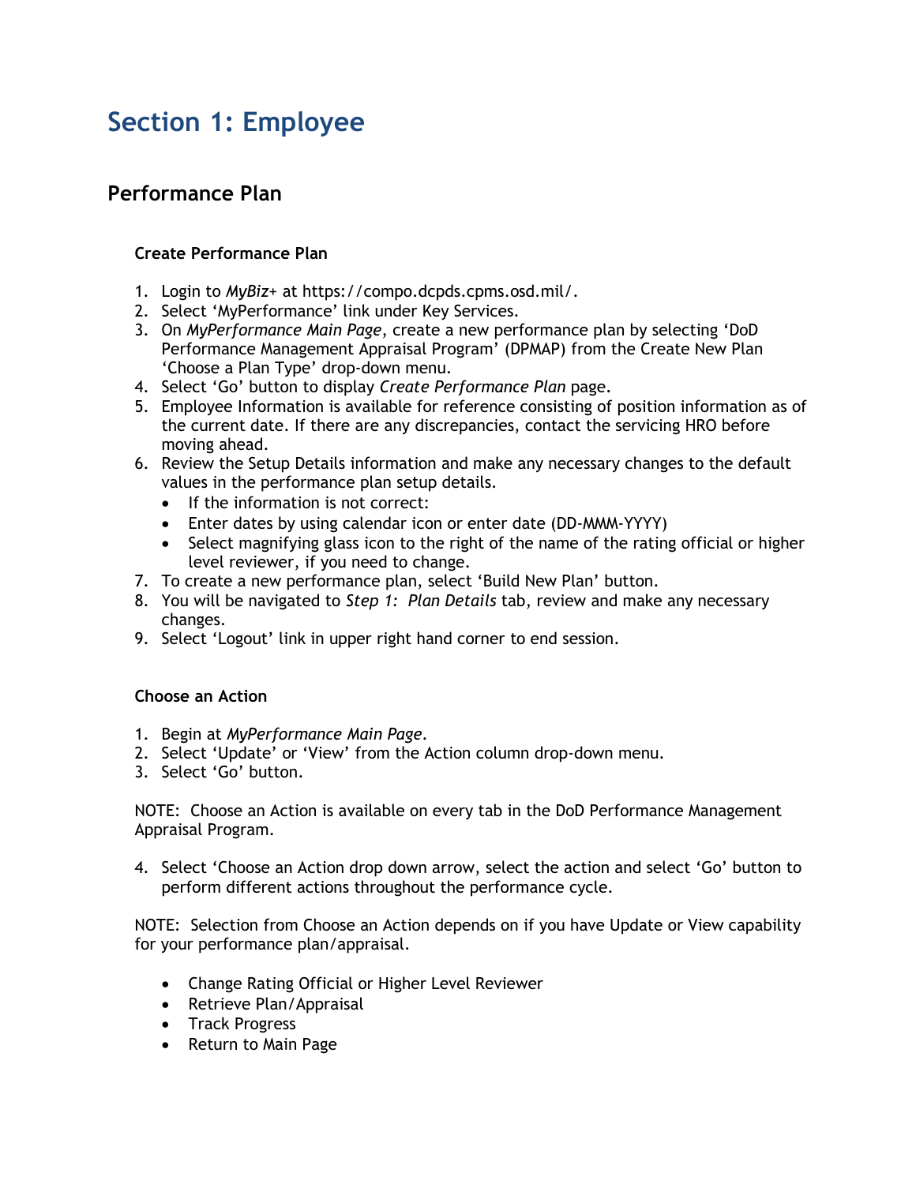# Section 1: Employee

## Performance Plan

### Create Performance Plan

1. Login to *MyBiz+* at https://compo.dcpds.cpms.osd.mil/.
2. Select 'MyPerformance' link under Key Services.
3. On *MyPerformance Main Page*, create a new performance plan by selecting 'DoD Performance Management Appraisal Program' (DPMAP) from the Create New Plan 'Choose a Plan Type' drop-down menu.
4. Select 'Go' button to display *Create Performance Plan* page.
5. Employee Information is available for reference consisting of position information as of the current date. If there are any discrepancies, contact the servicing HRO before moving ahead.
6. Review the Setup Details information and make any necessary changes to the default values in the performance plan setup details.
   - If the information is not correct:
   - Enter dates by using calendar icon or enter date (DD-MMM-YYYY)
   - Select magnifying glass icon to the right of the name of the rating official or higher level reviewer, if you need to change.
7. To create a new performance plan, select 'Build New Plan' button.
8. You will be navigated to *Step 1: Plan Details* tab, review and make any necessary changes.
9. Select 'Logout' link in upper right hand corner to end session.

### Choose an Action

1. Begin at *MyPerformance Main Page*.
2. Select 'Update' or 'View' from the Action column drop-down menu.
3. Select 'Go' button.

NOTE: Choose an Action is available on every tab in the DoD Performance Management Appraisal Program.

4. Select 'Choose an Action drop down arrow, select the action and select 'Go' button to perform different actions throughout the performance cycle.

NOTE: Selection from Choose an Action depends on if you have Update or View capability for your performance plan/appraisal.

- Change Rating Official or Higher Level Reviewer
- Retrieve Plan/Appraisal
- Track Progress
- Return to Main Page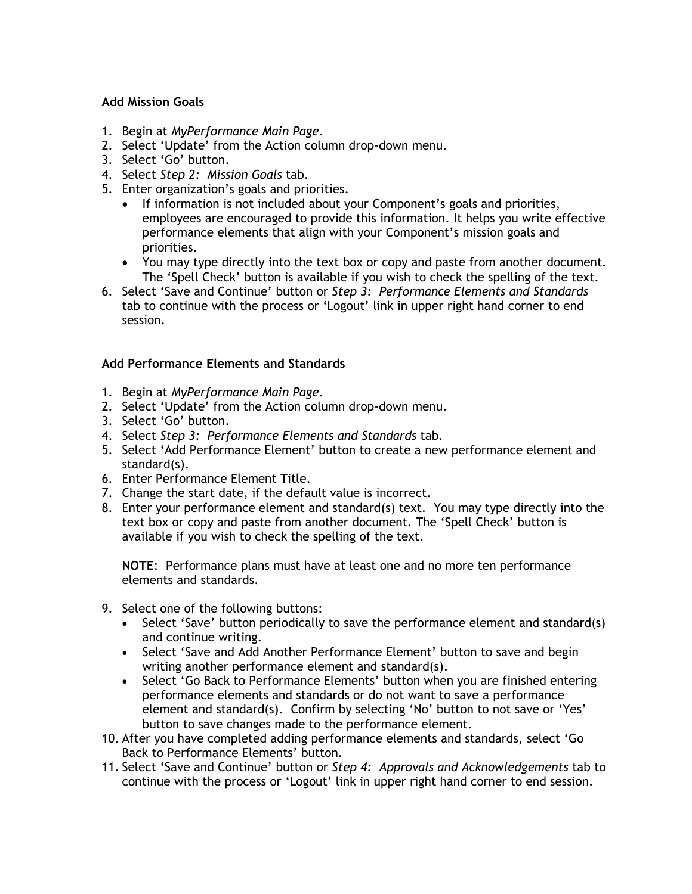**Add Mission Goals**

1. Begin at *MyPerformance Main Page*.
2. Select 'Update' from the Action column drop-down menu.
3. Select 'Go' button.
4. Select *Step 2: Mission Goals* tab.
5. Enter organization's goals and priorities.
   - If information is not included about your Component's goals and priorities, employees are encouraged to provide this information. It helps you write effective performance elements that align with your Component's mission goals and priorities.
   - You may type directly into the text box or copy and paste from another document. The 'Spell Check' button is available if you wish to check the spelling of the text.
6. Select 'Save and Continue' button or *Step 3: Performance Elements and Standards* tab to continue with the process or 'Logout' link in upper right hand corner to end session.

**Add Performance Elements and Standards**

1. Begin at *MyPerformance Main Page*.
2. Select 'Update' from the Action column drop-down menu.
3. Select 'Go' button.
4. Select *Step 3: Performance Elements and Standards* tab.
5. Select 'Add Performance Element' button to create a new performance element and standard(s).
6. Enter Performance Element Title.
7. Change the start date, if the default value is incorrect.
8. Enter your performance element and standard(s) text. You may type directly into the text box or copy and paste from another document. The 'Spell Check' button is available if you wish to check the spelling of the text.

   **NOTE**: Performance plans must have at least one and no more ten performance elements and standards.

9. Select one of the following buttons:
   - Select 'Save' button periodically to save the performance element and standard(s) and continue writing.
   - Select 'Save and Add Another Performance Element' button to save and begin writing another performance element and standard(s).
   - Select 'Go Back to Performance Elements' button when you are finished entering performance elements and standards or do not want to save a performance element and standard(s). Confirm by selecting 'No' button to not save or 'Yes' button to save changes made to the performance element.
10. After you have completed adding performance elements and standards, select 'Go Back to Performance Elements' button.
11. Select 'Save and Continue' button or *Step 4: Approvals and Acknowledgements* tab to continue with the process or 'Logout' link in upper right hand corner to end session.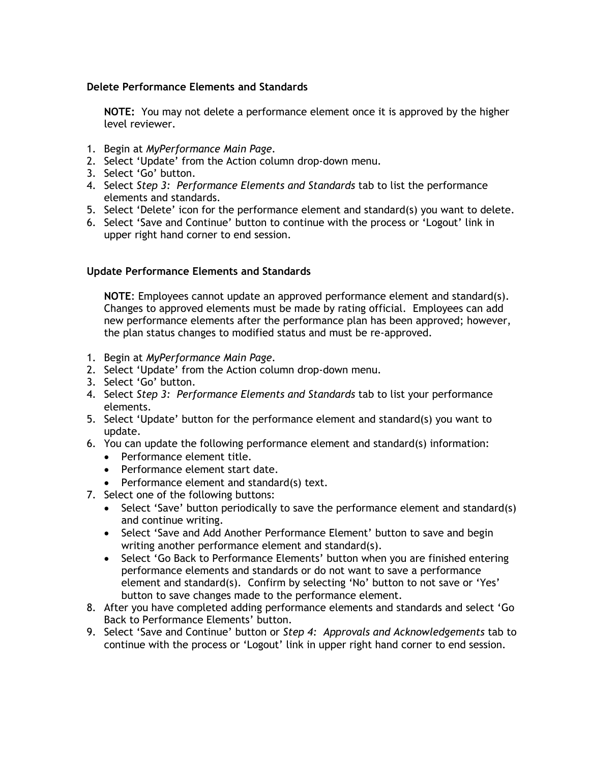**Delete Performance Elements and Standards**

> **NOTE:** You may not delete a performance element once it is approved by the higher level reviewer.

1. Begin at *MyPerformance Main Page*.
2. Select 'Update' from the Action column drop-down menu.
3. Select 'Go' button.
4. Select *Step 3: Performance Elements and Standards* tab to list the performance elements and standards.
5. Select 'Delete' icon for the performance element and standard(s) you want to delete.
6. Select 'Save and Continue' button to continue with the process or 'Logout' link in upper right hand corner to end session.

**Update Performance Elements and Standards**

> **NOTE**: Employees cannot update an approved performance element and standard(s). Changes to approved elements must be made by rating official. Employees can add new performance elements after the performance plan has been approved; however, the plan status changes to modified status and must be re-approved.

1. Begin at *MyPerformance Main Page*.
2. Select 'Update' from the Action column drop-down menu.
3. Select 'Go' button.
4. Select *Step 3: Performance Elements and Standards* tab to list your performance elements.
5. Select 'Update' button for the performance element and standard(s) you want to update.
6. You can update the following performance element and standard(s) information:
   - Performance element title.
   - Performance element start date.
   - Performance element and standard(s) text.
7. Select one of the following buttons:
   - Select 'Save' button periodically to save the performance element and standard(s) and continue writing.
   - Select 'Save and Add Another Performance Element' button to save and begin writing another performance element and standard(s).
   - Select 'Go Back to Performance Elements' button when you are finished entering performance elements and standards or do not want to save a performance element and standard(s). Confirm by selecting 'No' button to not save or 'Yes' button to save changes made to the performance element.
8. After you have completed adding performance elements and standards and select 'Go Back to Performance Elements' button.
9. Select 'Save and Continue' button or *Step 4: Approvals and Acknowledgements* tab to continue with the process or 'Logout' link in upper right hand corner to end session.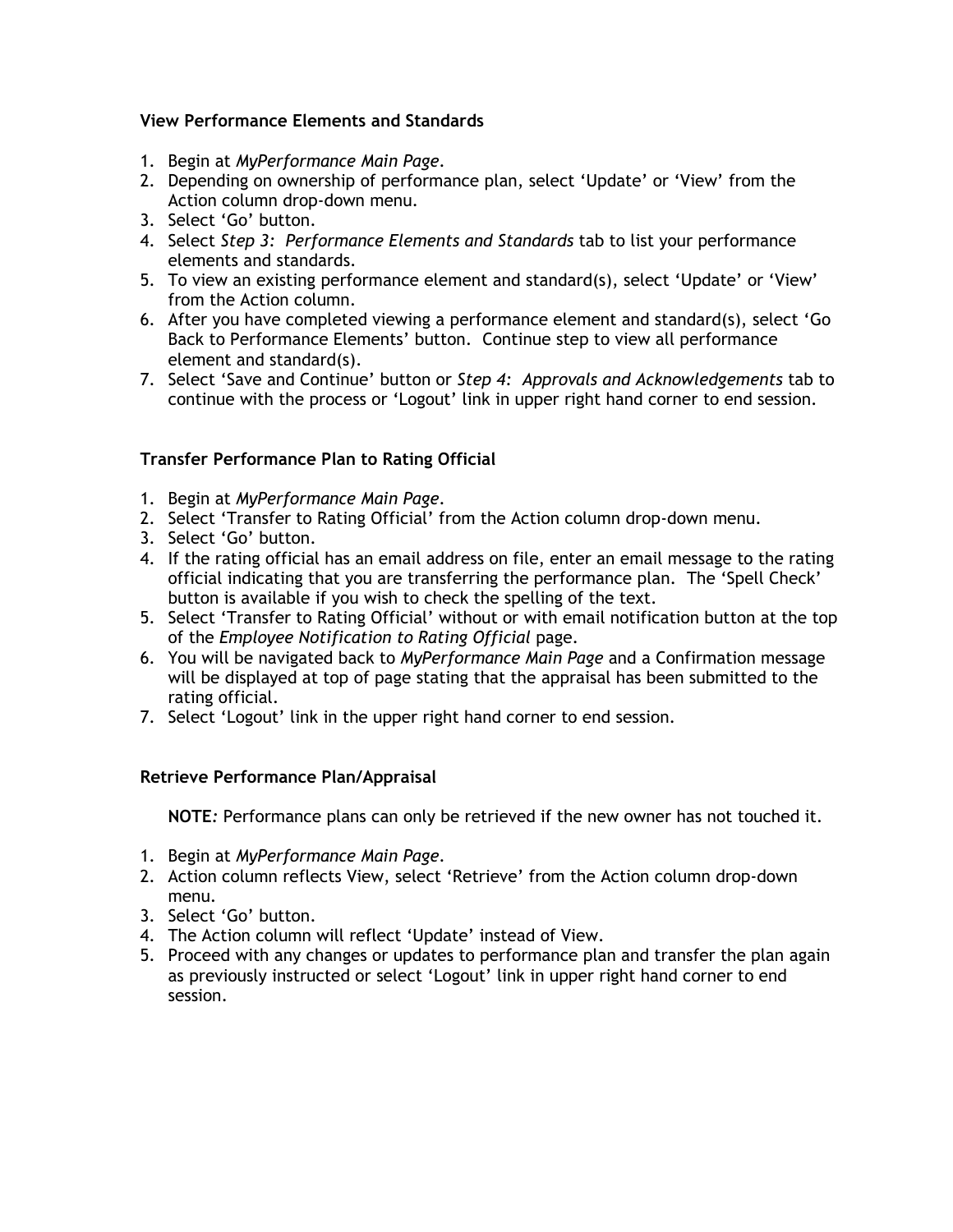**View Performance Elements and Standards**

1. Begin at *MyPerformance Main Page*.
2. Depending on ownership of performance plan, select 'Update' or 'View' from the Action column drop-down menu.
3. Select 'Go' button.
4. Select *Step 3: Performance Elements and Standards* tab to list your performance elements and standards.
5. To view an existing performance element and standard(s), select 'Update' or 'View' from the Action column.
6. After you have completed viewing a performance element and standard(s), select 'Go Back to Performance Elements' button. Continue step to view all performance element and standard(s).
7. Select 'Save and Continue' button or *Step 4: Approvals and Acknowledgements* tab to continue with the process or 'Logout' link in upper right hand corner to end session.

**Transfer Performance Plan to Rating Official**

1. Begin at *MyPerformance Main Page*.
2. Select 'Transfer to Rating Official' from the Action column drop-down menu.
3. Select 'Go' button.
4. If the rating official has an email address on file, enter an email message to the rating official indicating that you are transferring the performance plan. The 'Spell Check' button is available if you wish to check the spelling of the text.
5. Select 'Transfer to Rating Official' without or with email notification button at the top of the *Employee Notification to Rating Official* page.
6. You will be navigated back to *MyPerformance Main Page* and a Confirmation message will be displayed at top of page stating that the appraisal has been submitted to the rating official.
7. Select 'Logout' link in the upper right hand corner to end session.

**Retrieve Performance Plan/Appraisal**

**NOTE***:* Performance plans can only be retrieved if the new owner has not touched it.

1. Begin at *MyPerformance Main Page*.
2. Action column reflects View, select 'Retrieve' from the Action column drop-down menu.
3. Select 'Go' button.
4. The Action column will reflect 'Update' instead of View.
5. Proceed with any changes or updates to performance plan and transfer the plan again as previously instructed or select 'Logout' link in upper right hand corner to end session.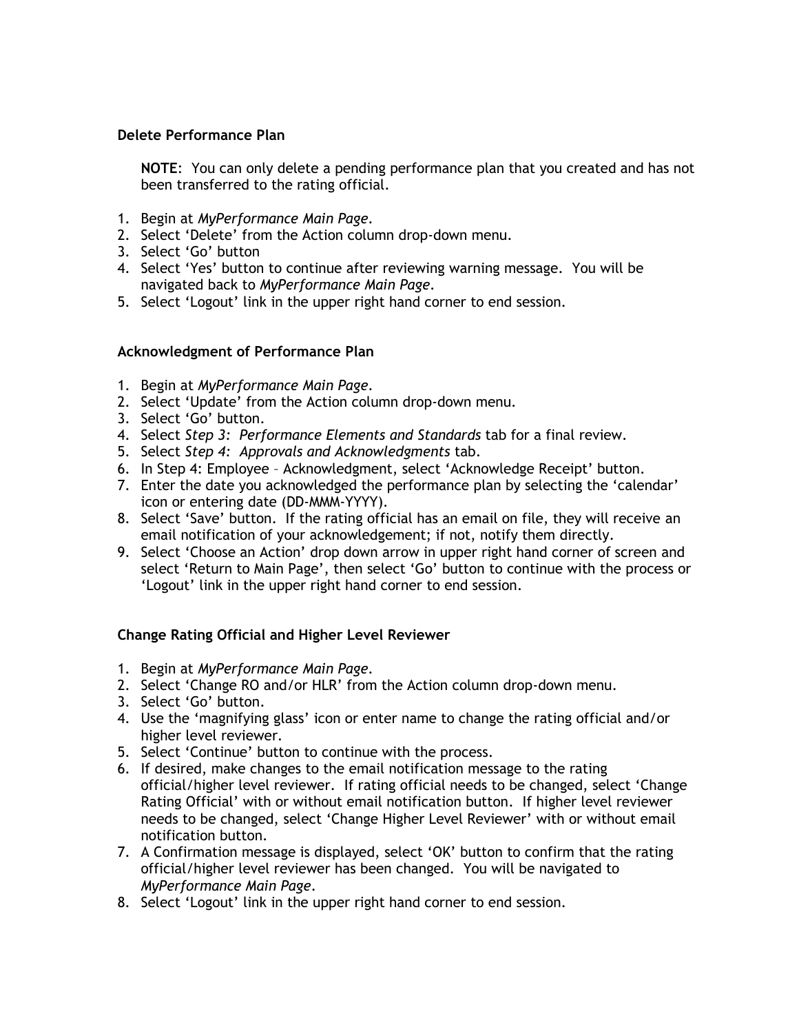### Delete Performance Plan

> **NOTE**: You can only delete a pending performance plan that you created and has not been transferred to the rating official.

1. Begin at *MyPerformance Main Page*.
2. Select 'Delete' from the Action column drop-down menu.
3. Select 'Go' button
4. Select 'Yes' button to continue after reviewing warning message. You will be navigated back to *MyPerformance Main Page*.
5. Select 'Logout' link in the upper right hand corner to end session.

### Acknowledgment of Performance Plan

1. Begin at *MyPerformance Main Page*.
2. Select 'Update' from the Action column drop-down menu.
3. Select 'Go' button.
4. Select *Step 3: Performance Elements and Standards* tab for a final review.
5. Select *Step 4: Approvals and Acknowledgments* tab.
6. In Step 4: Employee – Acknowledgment, select 'Acknowledge Receipt' button.
7. Enter the date you acknowledged the performance plan by selecting the 'calendar' icon or entering date (DD-MMM-YYYY).
8. Select 'Save' button. If the rating official has an email on file, they will receive an email notification of your acknowledgement; if not, notify them directly.
9. Select 'Choose an Action' drop down arrow in upper right hand corner of screen and select 'Return to Main Page', then select 'Go' button to continue with the process or 'Logout' link in the upper right hand corner to end session.

### Change Rating Official and Higher Level Reviewer

1. Begin at *MyPerformance Main Page*.
2. Select 'Change RO and/or HLR' from the Action column drop-down menu.
3. Select 'Go' button.
4. Use the 'magnifying glass' icon or enter name to change the rating official and/or higher level reviewer.
5. Select 'Continue' button to continue with the process.
6. If desired, make changes to the email notification message to the rating official/higher level reviewer. If rating official needs to be changed, select 'Change Rating Official' with or without email notification button. If higher level reviewer needs to be changed, select 'Change Higher Level Reviewer' with or without email notification button.
7. A Confirmation message is displayed, select 'OK' button to confirm that the rating official/higher level reviewer has been changed. You will be navigated to *MyPerformance Main Page*.
8. Select 'Logout' link in the upper right hand corner to end session.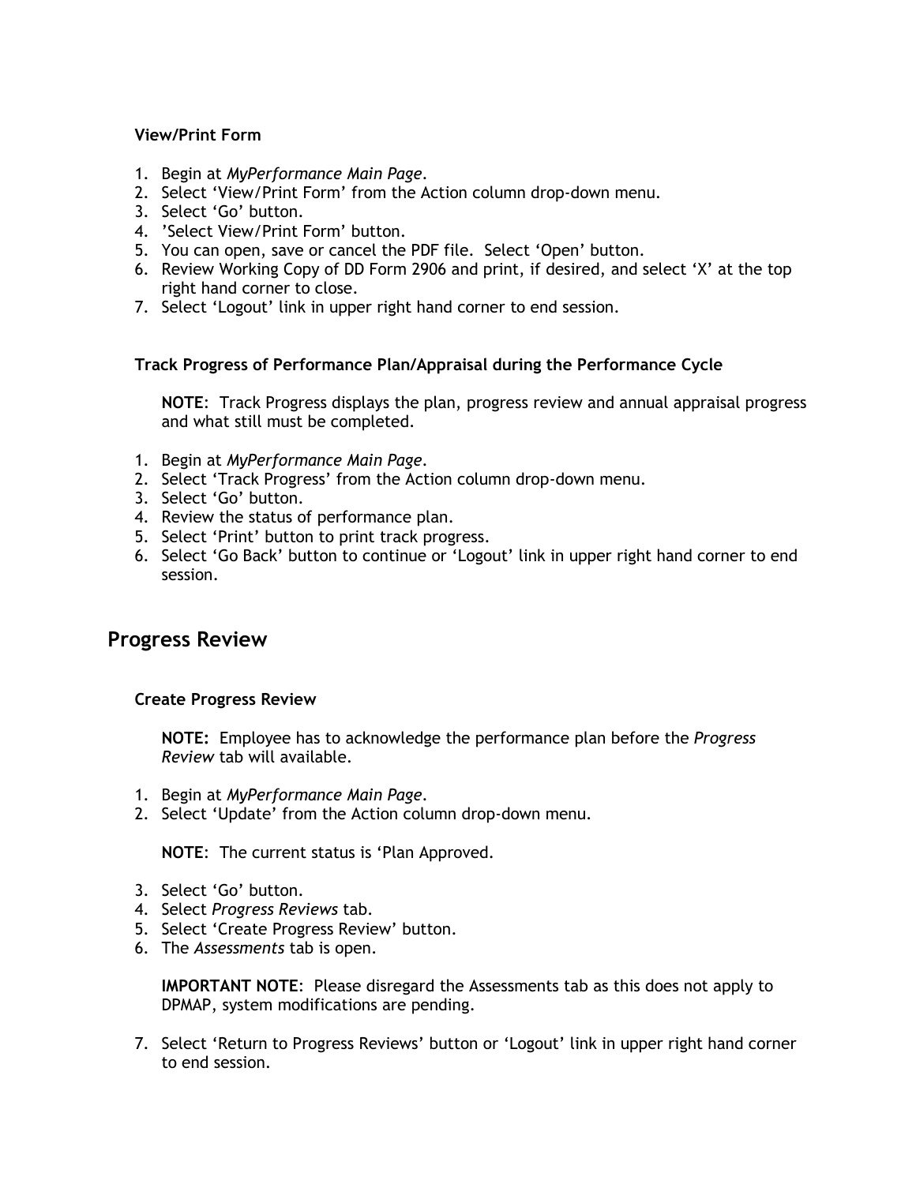### View/Print Form

1. Begin at *MyPerformance Main Page*.
2. Select 'View/Print Form' from the Action column drop-down menu.
3. Select 'Go' button.
4. 'Select View/Print Form' button.
5. You can open, save or cancel the PDF file. Select 'Open' button.
6. Review Working Copy of DD Form 2906 and print, if desired, and select 'X' at the top right hand corner to close.
7. Select 'Logout' link in upper right hand corner to end session.

### Track Progress of Performance Plan/Appraisal during the Performance Cycle

**NOTE**: Track Progress displays the plan, progress review and annual appraisal progress and what still must be completed.

1. Begin at *MyPerformance Main Page*.
2. Select 'Track Progress' from the Action column drop-down menu.
3. Select 'Go' button.
4. Review the status of performance plan.
5. Select 'Print' button to print track progress.
6. Select 'Go Back' button to continue or 'Logout' link in upper right hand corner to end session.

## Progress Review

### Create Progress Review

**NOTE:** Employee has to acknowledge the performance plan before the *Progress Review* tab will available.

1. Begin at *MyPerformance Main Page*.
2. Select 'Update' from the Action column drop-down menu.

   **NOTE**: The current status is 'Plan Approved.

3. Select 'Go' button.
4. Select *Progress Reviews* tab.
5. Select 'Create Progress Review' button.
6. The *Assessments* tab is open.

   **IMPORTANT NOTE**: Please disregard the Assessments tab as this does not apply to DPMAP, system modifications are pending.

7. Select 'Return to Progress Reviews' button or 'Logout' link in upper right hand corner to end session.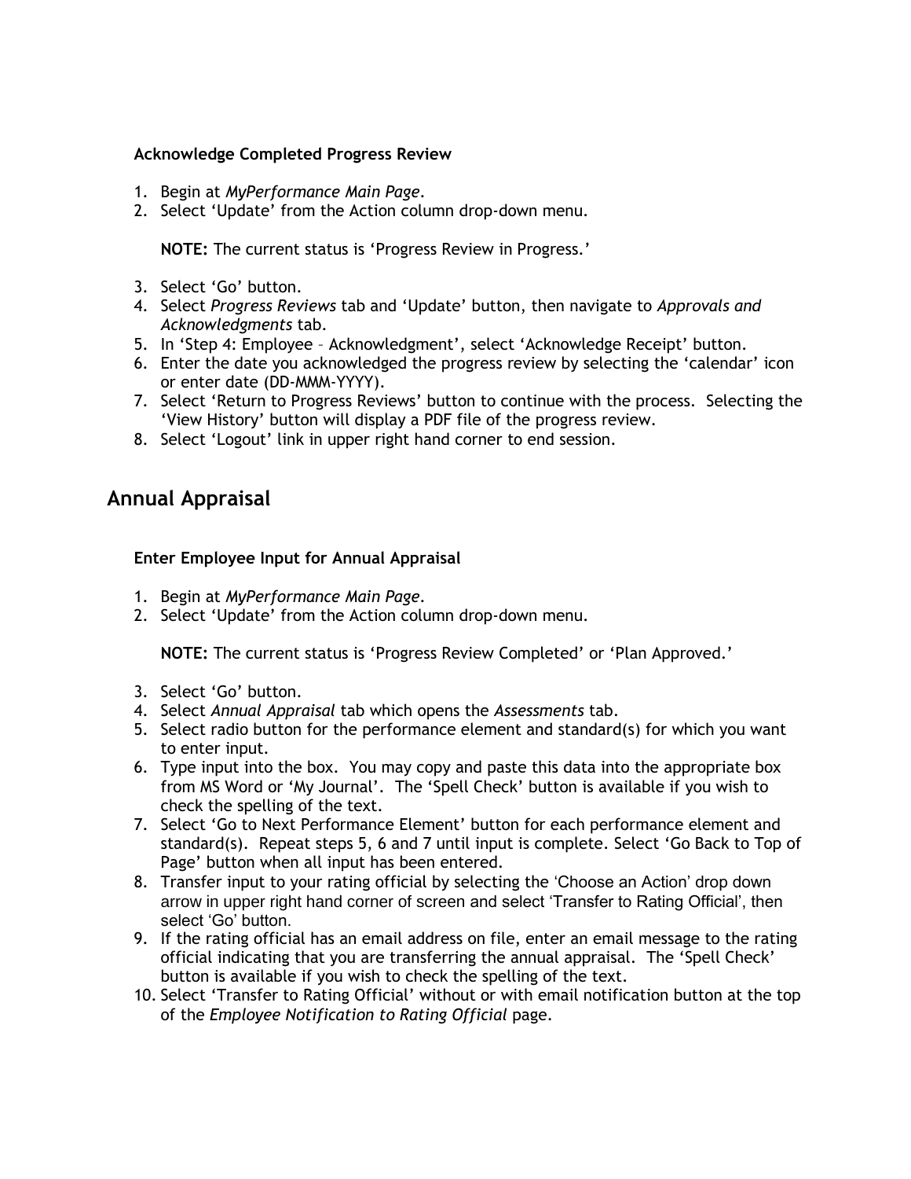### Acknowledge Completed Progress Review

1. Begin at *MyPerformance Main Page*.
2. Select 'Update' from the Action column drop-down menu.

   **NOTE:** The current status is 'Progress Review in Progress.'

3. Select 'Go' button.
4. Select *Progress Reviews* tab and 'Update' button, then navigate to *Approvals and Acknowledgments* tab.
5. In 'Step 4: Employee – Acknowledgment', select 'Acknowledge Receipt' button.
6. Enter the date you acknowledged the progress review by selecting the 'calendar' icon or enter date (DD-MMM-YYYY).
7. Select 'Return to Progress Reviews' button to continue with the process. Selecting the 'View History' button will display a PDF file of the progress review.
8. Select 'Logout' link in upper right hand corner to end session.

## Annual Appraisal

### Enter Employee Input for Annual Appraisal

1. Begin at *MyPerformance Main Page*.
2. Select 'Update' from the Action column drop-down menu.

   **NOTE:** The current status is 'Progress Review Completed' or 'Plan Approved.'

3. Select 'Go' button.
4. Select *Annual Appraisal* tab which opens the *Assessments* tab.
5. Select radio button for the performance element and standard(s) for which you want to enter input.
6. Type input into the box. You may copy and paste this data into the appropriate box from MS Word or 'My Journal'. The 'Spell Check' button is available if you wish to check the spelling of the text.
7. Select 'Go to Next Performance Element' button for each performance element and standard(s). Repeat steps 5, 6 and 7 until input is complete. Select 'Go Back to Top of Page' button when all input has been entered.
8. Transfer input to your rating official by selecting the 'Choose an Action' drop down arrow in upper right hand corner of screen and select 'Transfer to Rating Official', then select 'Go' button.
9. If the rating official has an email address on file, enter an email message to the rating official indicating that you are transferring the annual appraisal. The 'Spell Check' button is available if you wish to check the spelling of the text.
10. Select 'Transfer to Rating Official' without or with email notification button at the top of the *Employee Notification to Rating Official* page.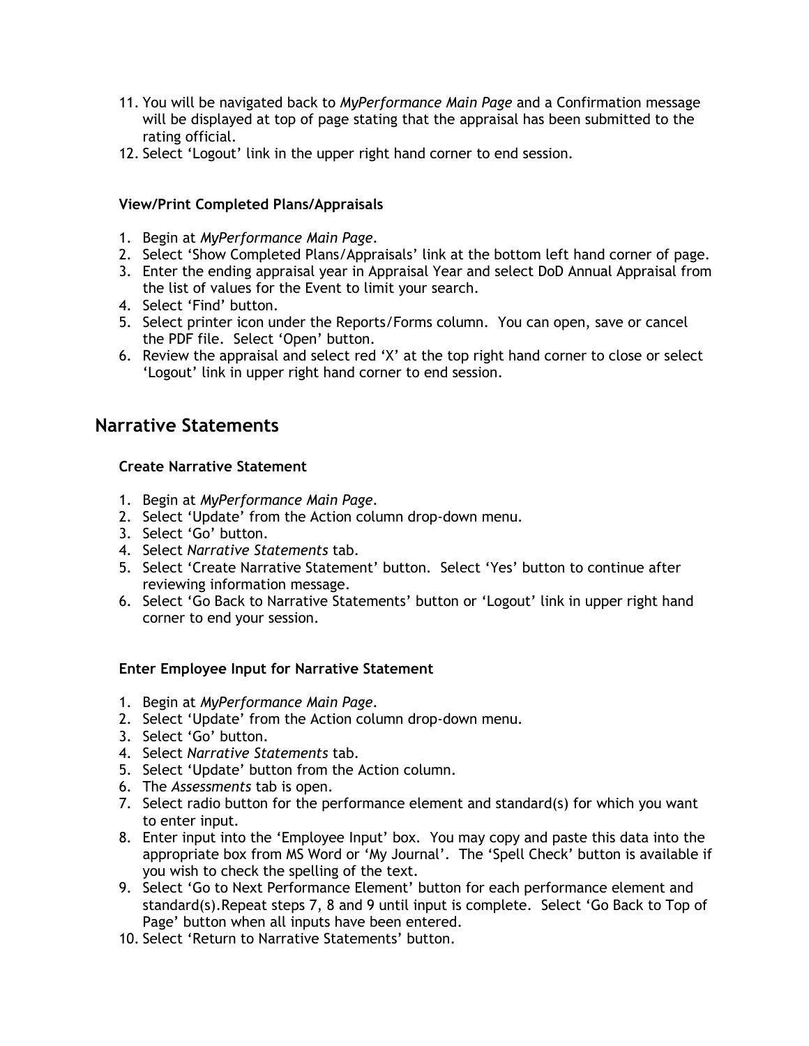11. You will be navigated back to *MyPerformance Main Page* and a Confirmation message will be displayed at top of page stating that the appraisal has been submitted to the rating official.
12. Select 'Logout' link in the upper right hand corner to end session.

**View/Print Completed Plans/Appraisals**

1. Begin at *MyPerformance Main Page*.
2. Select 'Show Completed Plans/Appraisals' link at the bottom left hand corner of page.
3. Enter the ending appraisal year in Appraisal Year and select DoD Annual Appraisal from the list of values for the Event to limit your search.
4. Select 'Find' button.
5. Select printer icon under the Reports/Forms column. You can open, save or cancel the PDF file. Select 'Open' button.
6. Review the appraisal and select red 'X' at the top right hand corner to close or select 'Logout' link in upper right hand corner to end session.

## Narrative Statements

**Create Narrative Statement**

1. Begin at *MyPerformance Main Page*.
2. Select 'Update' from the Action column drop-down menu.
3. Select 'Go' button.
4. Select *Narrative Statements* tab.
5. Select 'Create Narrative Statement' button. Select 'Yes' button to continue after reviewing information message.
6. Select 'Go Back to Narrative Statements' button or 'Logout' link in upper right hand corner to end your session.

**Enter Employee Input for Narrative Statement**

1. Begin at *MyPerformance Main Page*.
2. Select 'Update' from the Action column drop-down menu.
3. Select 'Go' button.
4. Select *Narrative Statements* tab.
5. Select 'Update' button from the Action column.
6. The *Assessments* tab is open.
7. Select radio button for the performance element and standard(s) for which you want to enter input.
8. Enter input into the 'Employee Input' box. You may copy and paste this data into the appropriate box from MS Word or 'My Journal'. The 'Spell Check' button is available if you wish to check the spelling of the text.
9. Select 'Go to Next Performance Element' button for each performance element and standard(s).Repeat steps 7, 8 and 9 until input is complete. Select 'Go Back to Top of Page' button when all inputs have been entered.
10. Select 'Return to Narrative Statements' button.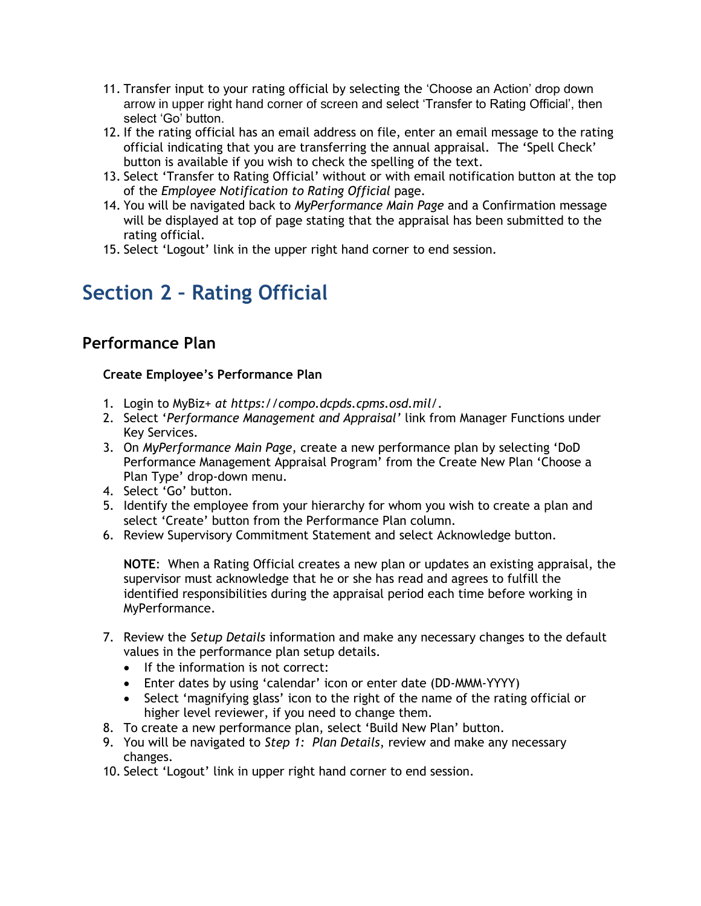11. Transfer input to your rating official by selecting the 'Choose an Action' drop down arrow in upper right hand corner of screen and select 'Transfer to Rating Official', then select 'Go' button.
12. If the rating official has an email address on file, enter an email message to the rating official indicating that you are transferring the annual appraisal. The 'Spell Check' button is available if you wish to check the spelling of the text.
13. Select 'Transfer to Rating Official' without or with email notification button at the top of the *Employee Notification to Rating Official* page.
14. You will be navigated back to *MyPerformance Main Page* and a Confirmation message will be displayed at top of page stating that the appraisal has been submitted to the rating official.
15. Select 'Logout' link in the upper right hand corner to end session.

# Section 2 – Rating Official

## Performance Plan

### Create Employee's Performance Plan

1. Login to MyBiz+ *at https://compo.dcpds.cpms.osd.mil/*.
2. Select '*Performance Management and Appraisal'* link from Manager Functions under Key Services.
3. On *MyPerformance Main Page*, create a new performance plan by selecting 'DoD Performance Management Appraisal Program' from the Create New Plan 'Choose a Plan Type' drop-down menu.
4. Select 'Go' button.
5. Identify the employee from your hierarchy for whom you wish to create a plan and select 'Create' button from the Performance Plan column.
6. Review Supervisory Commitment Statement and select Acknowledge button.

   **NOTE**: When a Rating Official creates a new plan or updates an existing appraisal, the supervisor must acknowledge that he or she has read and agrees to fulfill the identified responsibilities during the appraisal period each time before working in MyPerformance.

7. Review the *Setup Details* information and make any necessary changes to the default values in the performance plan setup details.
   - If the information is not correct:
   - Enter dates by using 'calendar' icon or enter date (DD-MMM-YYYY)
   - Select 'magnifying glass' icon to the right of the name of the rating official or higher level reviewer, if you need to change them.
8. To create a new performance plan, select 'Build New Plan' button.
9. You will be navigated to *Step 1: Plan Details*, review and make any necessary changes.
10. Select 'Logout' link in upper right hand corner to end session.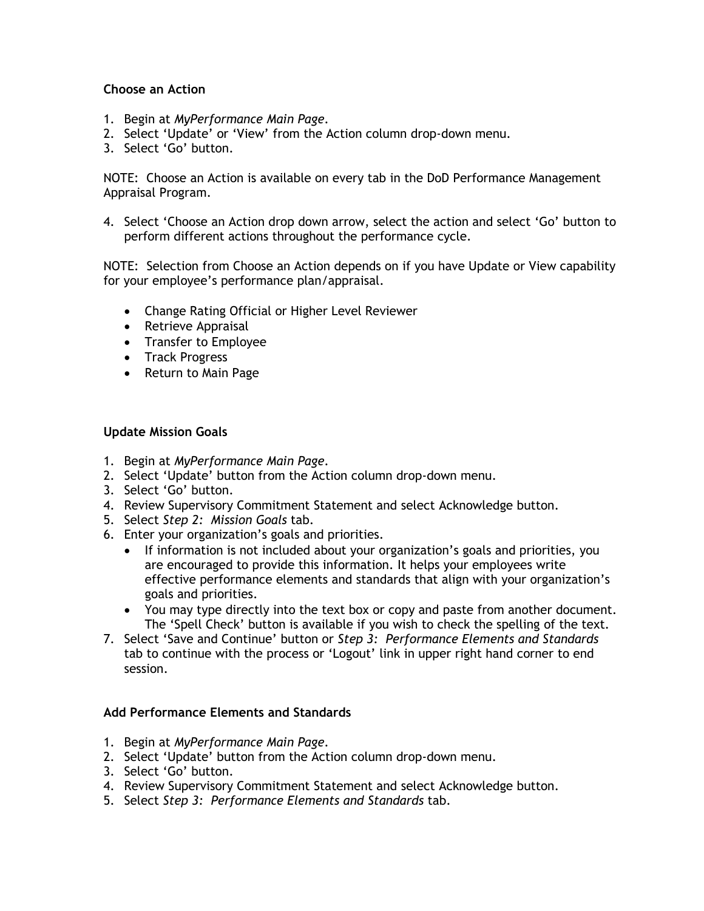**Choose an Action**

1. Begin at *MyPerformance Main Page*.
2. Select 'Update' or 'View' from the Action column drop-down menu.
3. Select 'Go' button.

NOTE: Choose an Action is available on every tab in the DoD Performance Management Appraisal Program.

4. Select 'Choose an Action drop down arrow, select the action and select 'Go' button to perform different actions throughout the performance cycle.

NOTE: Selection from Choose an Action depends on if you have Update or View capability for your employee's performance plan/appraisal.

- Change Rating Official or Higher Level Reviewer
- Retrieve Appraisal
- Transfer to Employee
- Track Progress
- Return to Main Page

**Update Mission Goals**

1. Begin at *MyPerformance Main Page*.
2. Select 'Update' button from the Action column drop-down menu.
3. Select 'Go' button.
4. Review Supervisory Commitment Statement and select Acknowledge button.
5. Select *Step 2: Mission Goals* tab.
6. Enter your organization's goals and priorities.
   - If information is not included about your organization's goals and priorities, you are encouraged to provide this information. It helps your employees write effective performance elements and standards that align with your organization's goals and priorities.
   - You may type directly into the text box or copy and paste from another document. The 'Spell Check' button is available if you wish to check the spelling of the text.
7. Select 'Save and Continue' button or *Step 3: Performance Elements and Standards* tab to continue with the process or 'Logout' link in upper right hand corner to end session.

**Add Performance Elements and Standards**

1. Begin at *MyPerformance Main Page*.
2. Select 'Update' button from the Action column drop-down menu.
3. Select 'Go' button.
4. Review Supervisory Commitment Statement and select Acknowledge button.
5. Select *Step 3: Performance Elements and Standards* tab.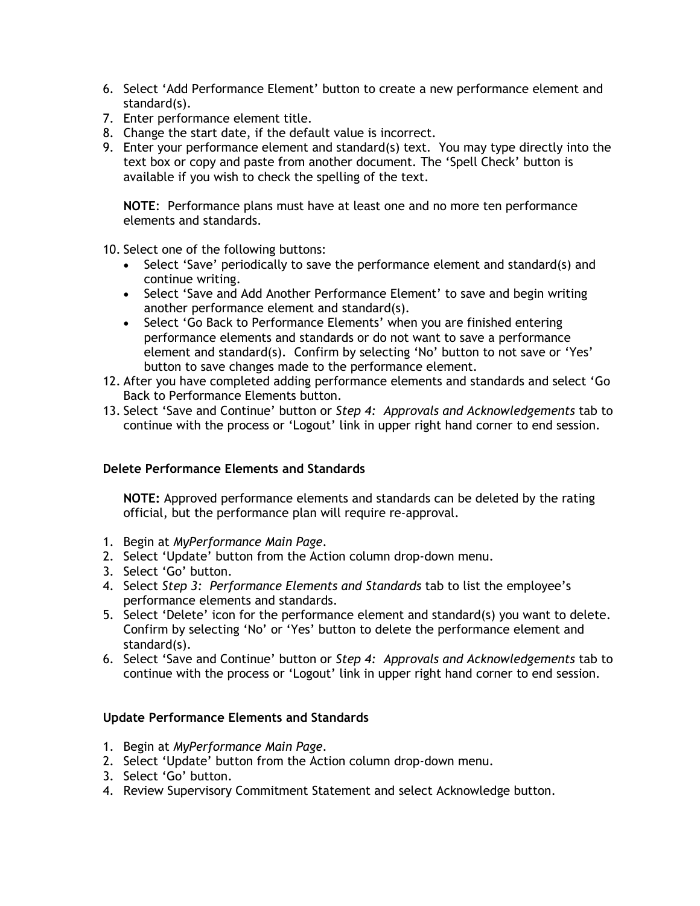6. Select 'Add Performance Element' button to create a new performance element and standard(s).
7. Enter performance element title.
8. Change the start date, if the default value is incorrect.
9. Enter your performance element and standard(s) text. You may type directly into the text box or copy and paste from another document. The 'Spell Check' button is available if you wish to check the spelling of the text.

   **NOTE**: Performance plans must have at least one and no more ten performance elements and standards.

10. Select one of the following buttons:
    - Select 'Save' periodically to save the performance element and standard(s) and continue writing.
    - Select 'Save and Add Another Performance Element' to save and begin writing another performance element and standard(s).
    - Select 'Go Back to Performance Elements' when you are finished entering performance elements and standards or do not want to save a performance element and standard(s). Confirm by selecting 'No' button to not save or 'Yes' button to save changes made to the performance element.
12. After you have completed adding performance elements and standards and select 'Go Back to Performance Elements button.
13. Select 'Save and Continue' button or *Step 4: Approvals and Acknowledgements* tab to continue with the process or 'Logout' link in upper right hand corner to end session.

### Delete Performance Elements and Standards

**NOTE:** Approved performance elements and standards can be deleted by the rating official, but the performance plan will require re-approval.

1. Begin at *MyPerformance Main Page*.
2. Select 'Update' button from the Action column drop-down menu.
3. Select 'Go' button.
4. Select *Step 3: Performance Elements and Standards* tab to list the employee's performance elements and standards.
5. Select 'Delete' icon for the performance element and standard(s) you want to delete. Confirm by selecting 'No' or 'Yes' button to delete the performance element and standard(s).
6. Select 'Save and Continue' button or *Step 4: Approvals and Acknowledgements* tab to continue with the process or 'Logout' link in upper right hand corner to end session.

### Update Performance Elements and Standards

1. Begin at *MyPerformance Main Page*.
2. Select 'Update' button from the Action column drop-down menu.
3. Select 'Go' button.
4. Review Supervisory Commitment Statement and select Acknowledge button.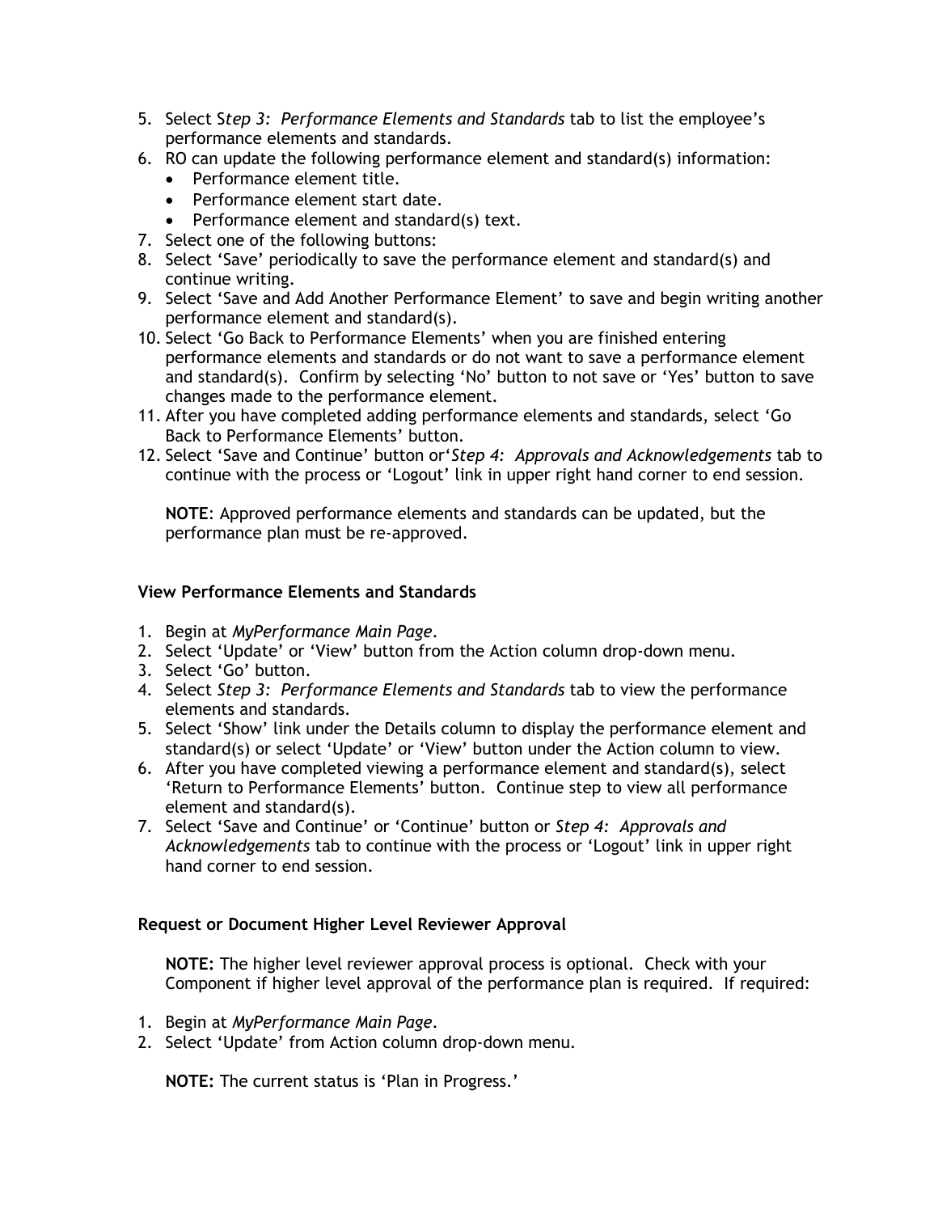5. Select S*tep 3: Performance Elements and Standards* tab to list the employee's performance elements and standards.
6. RO can update the following performance element and standard(s) information:
   - Performance element title.
   - Performance element start date.
   - Performance element and standard(s) text.
7. Select one of the following buttons:
8. Select 'Save' periodically to save the performance element and standard(s) and continue writing.
9. Select 'Save and Add Another Performance Element' to save and begin writing another performance element and standard(s).
10. Select 'Go Back to Performance Elements' when you are finished entering performance elements and standards or do not want to save a performance element and standard(s). Confirm by selecting 'No' button to not save or 'Yes' button to save changes made to the performance element.
11. After you have completed adding performance elements and standards, select 'Go Back to Performance Elements' button.
12. Select 'Save and Continue' button or'*Step 4: Approvals and Acknowledgements* tab to continue with the process or 'Logout' link in upper right hand corner to end session.

    **NOTE**: Approved performance elements and standards can be updated, but the performance plan must be re-approved.

### View Performance Elements and Standards

1. Begin at *MyPerformance Main Page*.
2. Select 'Update' or 'View' button from the Action column drop-down menu.
3. Select 'Go' button.
4. Select *Step 3: Performance Elements and Standards* tab to view the performance elements and standards.
5. Select 'Show' link under the Details column to display the performance element and standard(s) or select 'Update' or 'View' button under the Action column to view.
6. After you have completed viewing a performance element and standard(s), select 'Return to Performance Elements' button. Continue step to view all performance element and standard(s).
7. Select 'Save and Continue' or 'Continue' button or *Step 4: Approvals and Acknowledgements* tab to continue with the process or 'Logout' link in upper right hand corner to end session.

### Request or Document Higher Level Reviewer Approval

**NOTE:** The higher level reviewer approval process is optional. Check with your Component if higher level approval of the performance plan is required. If required:

1. Begin at *MyPerformance Main Page*.
2. Select 'Update' from Action column drop-down menu.

   **NOTE:** The current status is 'Plan in Progress.'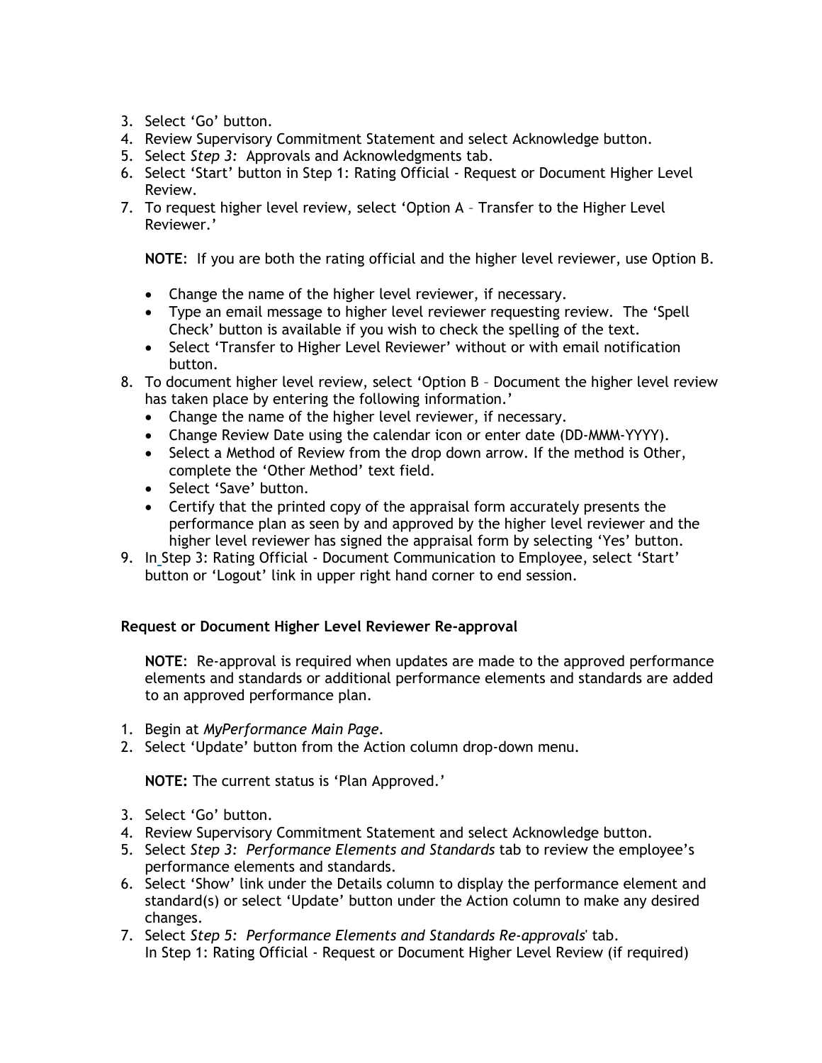3. Select 'Go' button.
4. Review Supervisory Commitment Statement and select Acknowledge button.
5. Select *Step 3:* Approvals and Acknowledgments tab.
6. Select 'Start' button in Step 1: Rating Official - Request or Document Higher Level Review.
7. To request higher level review, select 'Option A – Transfer to the Higher Level Reviewer.'

   **NOTE**: If you are both the rating official and the higher level reviewer, use Option B.

   - Change the name of the higher level reviewer, if necessary.
   - Type an email message to higher level reviewer requesting review. The 'Spell Check' button is available if you wish to check the spelling of the text.
   - Select 'Transfer to Higher Level Reviewer' without or with email notification button.
8. To document higher level review, select 'Option B – Document the higher level review has taken place by entering the following information.'
   - Change the name of the higher level reviewer, if necessary.
   - Change Review Date using the calendar icon or enter date (DD-MMM-YYYY).
   - Select a Method of Review from the drop down arrow. If the method is Other, complete the 'Other Method' text field.
   - Select 'Save' button.
   - Certify that the printed copy of the appraisal form accurately presents the performance plan as seen by and approved by the higher level reviewer and the higher level reviewer has signed the appraisal form by selecting 'Yes' button.
9. In Step 3: Rating Official - Document Communication to Employee, select 'Start' button or 'Logout' link in upper right hand corner to end session.

**Request or Document Higher Level Reviewer Re-approval**

**NOTE**: Re-approval is required when updates are made to the approved performance elements and standards or additional performance elements and standards are added to an approved performance plan.

1. Begin at *MyPerformance Main Page*.
2. Select 'Update' button from the Action column drop-down menu.

   **NOTE:** The current status is 'Plan Approved.'

3. Select 'Go' button.
4. Review Supervisory Commitment Statement and select Acknowledge button.
5. Select *Step 3: Performance Elements and Standards* tab to review the employee's performance elements and standards.
6. Select 'Show' link under the Details column to display the performance element and standard(s) or select 'Update' button under the Action column to make any desired changes.
7. Select *Step 5: Performance Elements and Standards Re-approvals*' tab.
   In Step 1: Rating Official - Request or Document Higher Level Review (if required)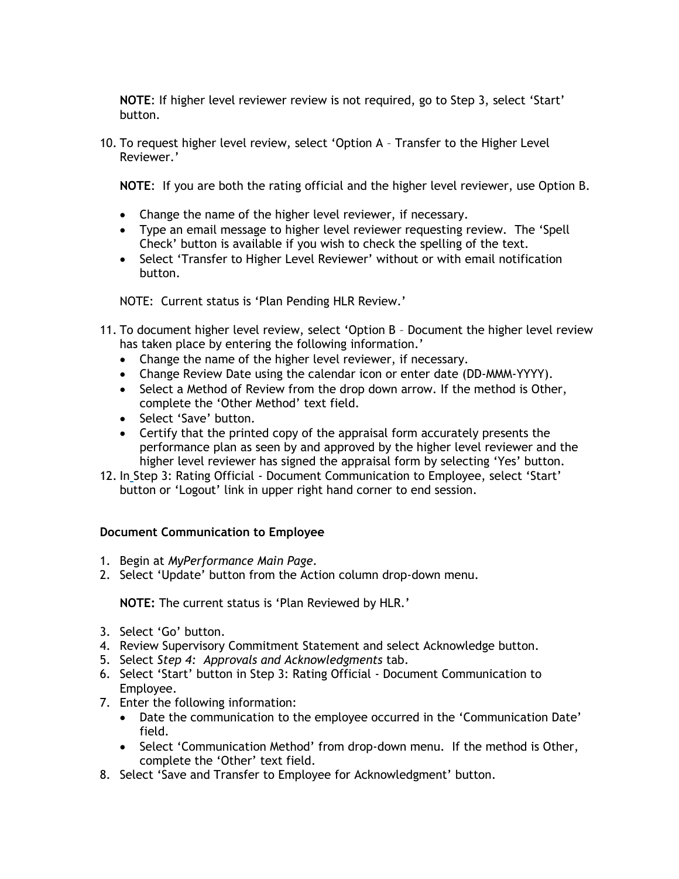**NOTE**: If higher level reviewer review is not required, go to Step 3, select 'Start' button.

10. To request higher level review, select 'Option A – Transfer to the Higher Level Reviewer.'

    **NOTE**: If you are both the rating official and the higher level reviewer, use Option B.

    - Change the name of the higher level reviewer, if necessary.
    - Type an email message to higher level reviewer requesting review. The 'Spell Check' button is available if you wish to check the spelling of the text.
    - Select 'Transfer to Higher Level Reviewer' without or with email notification button.

    NOTE: Current status is 'Plan Pending HLR Review.'

11. To document higher level review, select 'Option B – Document the higher level review has taken place by entering the following information.'
    - Change the name of the higher level reviewer, if necessary.
    - Change Review Date using the calendar icon or enter date (DD-MMM-YYYY).
    - Select a Method of Review from the drop down arrow. If the method is Other, complete the 'Other Method' text field.
    - Select 'Save' button.
    - Certify that the printed copy of the appraisal form accurately presents the performance plan as seen by and approved by the higher level reviewer and the higher level reviewer has signed the appraisal form by selecting 'Yes' button.
12. In Step 3: Rating Official - Document Communication to Employee, select 'Start' button or 'Logout' link in upper right hand corner to end session.

**Document Communication to Employee**

1. Begin at *MyPerformance Main Page*.
2. Select 'Update' button from the Action column drop-down menu.

   **NOTE:** The current status is 'Plan Reviewed by HLR.'

3. Select 'Go' button.
4. Review Supervisory Commitment Statement and select Acknowledge button.
5. Select *Step 4: Approvals and Acknowledgments* tab.
6. Select 'Start' button in Step 3: Rating Official - Document Communication to Employee.
7. Enter the following information:
   - Date the communication to the employee occurred in the 'Communication Date' field.
   - Select 'Communication Method' from drop-down menu. If the method is Other, complete the 'Other' text field.
8. Select 'Save and Transfer to Employee for Acknowledgment' button.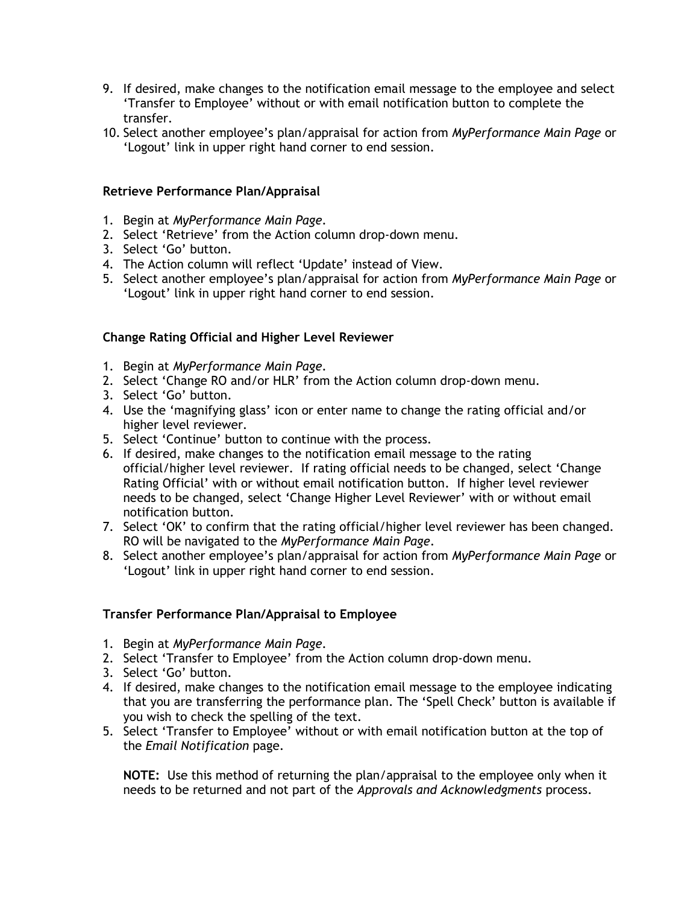9. If desired, make changes to the notification email message to the employee and select 'Transfer to Employee' without or with email notification button to complete the transfer.
10. Select another employee's plan/appraisal for action from *MyPerformance Main Page* or 'Logout' link in upper right hand corner to end session.

**Retrieve Performance Plan/Appraisal**

1. Begin at *MyPerformance Main Page*.
2. Select 'Retrieve' from the Action column drop-down menu.
3. Select 'Go' button.
4. The Action column will reflect 'Update' instead of View.
5. Select another employee's plan/appraisal for action from *MyPerformance Main Page* or 'Logout' link in upper right hand corner to end session.

**Change Rating Official and Higher Level Reviewer**

1. Begin at *MyPerformance Main Page*.
2. Select 'Change RO and/or HLR' from the Action column drop-down menu.
3. Select 'Go' button.
4. Use the 'magnifying glass' icon or enter name to change the rating official and/or higher level reviewer.
5. Select 'Continue' button to continue with the process.
6. If desired, make changes to the notification email message to the rating official/higher level reviewer. If rating official needs to be changed, select 'Change Rating Official' with or without email notification button. If higher level reviewer needs to be changed, select 'Change Higher Level Reviewer' with or without email notification button.
7. Select 'OK' to confirm that the rating official/higher level reviewer has been changed. RO will be navigated to the *MyPerformance Main Page*.
8. Select another employee's plan/appraisal for action from *MyPerformance Main Page* or 'Logout' link in upper right hand corner to end session.

**Transfer Performance Plan/Appraisal to Employee**

1. Begin at *MyPerformance Main Page*.
2. Select 'Transfer to Employee' from the Action column drop-down menu.
3. Select 'Go' button.
4. If desired, make changes to the notification email message to the employee indicating that you are transferring the performance plan. The 'Spell Check' button is available if you wish to check the spelling of the text.
5. Select 'Transfer to Employee' without or with email notification button at the top of the *Email Notification* page.

   **NOTE:** Use this method of returning the plan/appraisal to the employee only when it needs to be returned and not part of the *Approvals and Acknowledgments* process.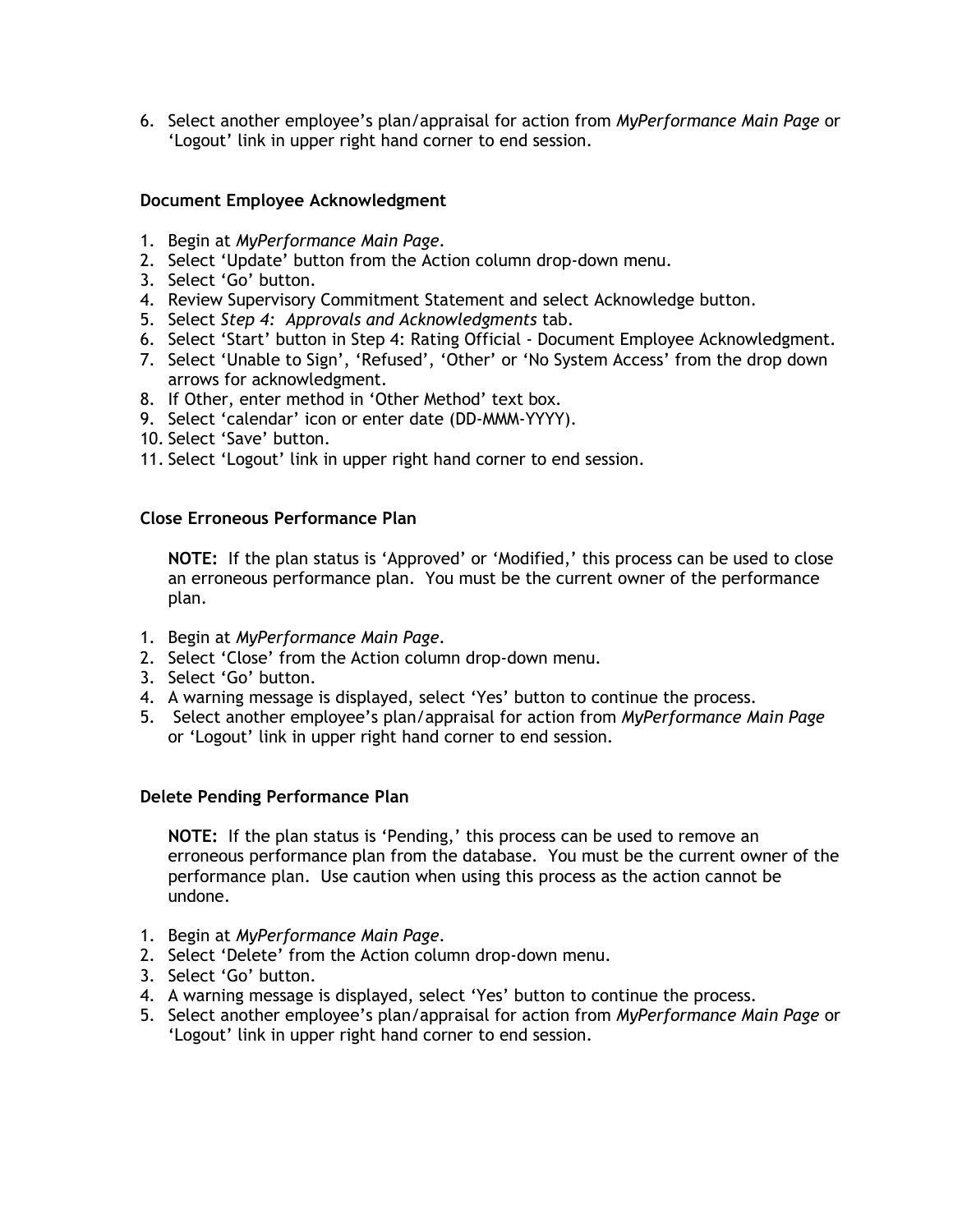6. Select another employee's plan/appraisal for action from *MyPerformance Main Page* or 'Logout' link in upper right hand corner to end session.

**Document Employee Acknowledgment**

1. Begin at *MyPerformance Main Page*.
2. Select 'Update' button from the Action column drop-down menu.
3. Select 'Go' button.
4. Review Supervisory Commitment Statement and select Acknowledge button.
5. Select *Step 4: Approvals and Acknowledgments* tab.
6. Select 'Start' button in Step 4: Rating Official - Document Employee Acknowledgment.
7. Select 'Unable to Sign', 'Refused', 'Other' or 'No System Access' from the drop down arrows for acknowledgment.
8. If Other, enter method in 'Other Method' text box.
9. Select 'calendar' icon or enter date (DD-MMM-YYYY).
10. Select 'Save' button.
11. Select 'Logout' link in upper right hand corner to end session.

**Close Erroneous Performance Plan**

> **NOTE:** If the plan status is 'Approved' or 'Modified,' this process can be used to close an erroneous performance plan. You must be the current owner of the performance plan.

1. Begin at *MyPerformance Main Page*.
2. Select 'Close' from the Action column drop-down menu.
3. Select 'Go' button.
4. A warning message is displayed, select 'Yes' button to continue the process.
5. Select another employee's plan/appraisal for action from *MyPerformance Main Page* or 'Logout' link in upper right hand corner to end session.

**Delete Pending Performance Plan**

> **NOTE:** If the plan status is 'Pending,' this process can be used to remove an erroneous performance plan from the database. You must be the current owner of the performance plan. Use caution when using this process as the action cannot be undone.

1. Begin at *MyPerformance Main Page*.
2. Select 'Delete' from the Action column drop-down menu.
3. Select 'Go' button.
4. A warning message is displayed, select 'Yes' button to continue the process.
5. Select another employee's plan/appraisal for action from *MyPerformance Main Page* or 'Logout' link in upper right hand corner to end session.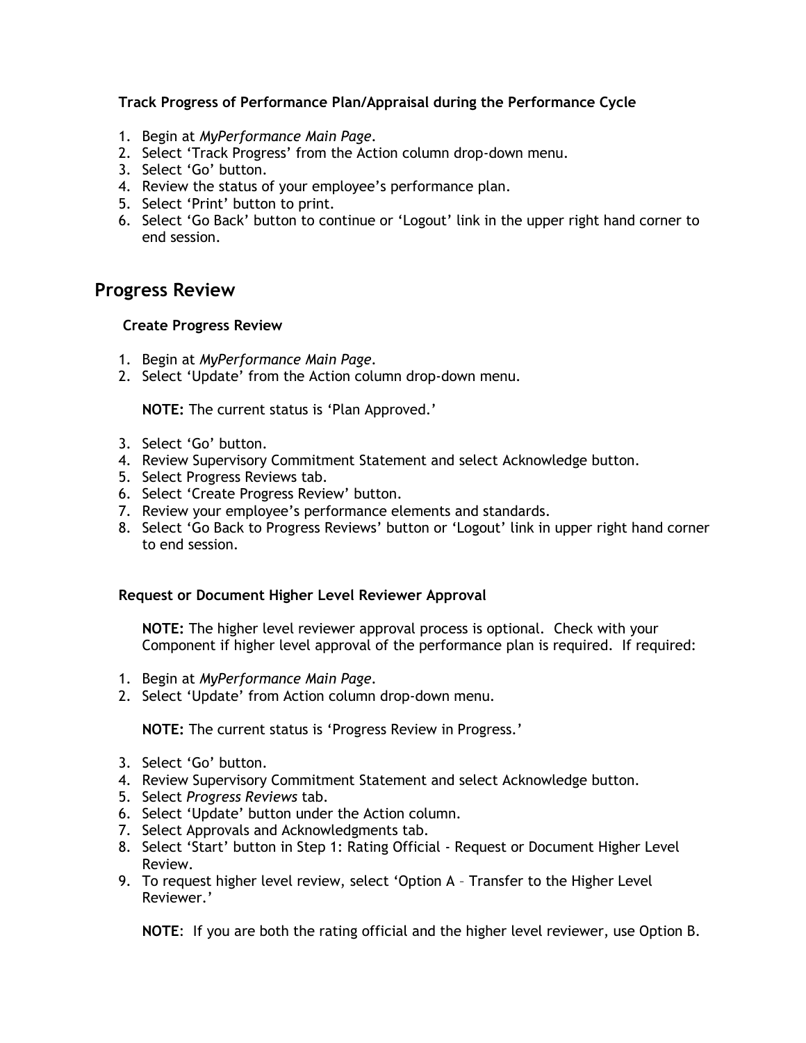**Track Progress of Performance Plan/Appraisal during the Performance Cycle**

1. Begin at *MyPerformance Main Page*.
2. Select 'Track Progress' from the Action column drop-down menu.
3. Select 'Go' button.
4. Review the status of your employee's performance plan.
5. Select 'Print' button to print.
6. Select 'Go Back' button to continue or 'Logout' link in the upper right hand corner to end session.

## Progress Review

**Create Progress Review**

1. Begin at *MyPerformance Main Page*.
2. Select 'Update' from the Action column drop-down menu.

   **NOTE:** The current status is 'Plan Approved.'

3. Select 'Go' button.
4. Review Supervisory Commitment Statement and select Acknowledge button.
5. Select Progress Reviews tab.
6. Select 'Create Progress Review' button.
7. Review your employee's performance elements and standards.
8. Select 'Go Back to Progress Reviews' button or 'Logout' link in upper right hand corner to end session.

**Request or Document Higher Level Reviewer Approval**

**NOTE:** The higher level reviewer approval process is optional. Check with your Component if higher level approval of the performance plan is required. If required:

1. Begin at *MyPerformance Main Page*.
2. Select 'Update' from Action column drop-down menu.

   **NOTE:** The current status is 'Progress Review in Progress.'

3. Select 'Go' button.
4. Review Supervisory Commitment Statement and select Acknowledge button.
5. Select *Progress Reviews* tab.
6. Select 'Update' button under the Action column.
7. Select Approvals and Acknowledgments tab.
8. Select 'Start' button in Step 1: Rating Official - Request or Document Higher Level Review.
9. To request higher level review, select 'Option A – Transfer to the Higher Level Reviewer.'

   **NOTE**: If you are both the rating official and the higher level reviewer, use Option B.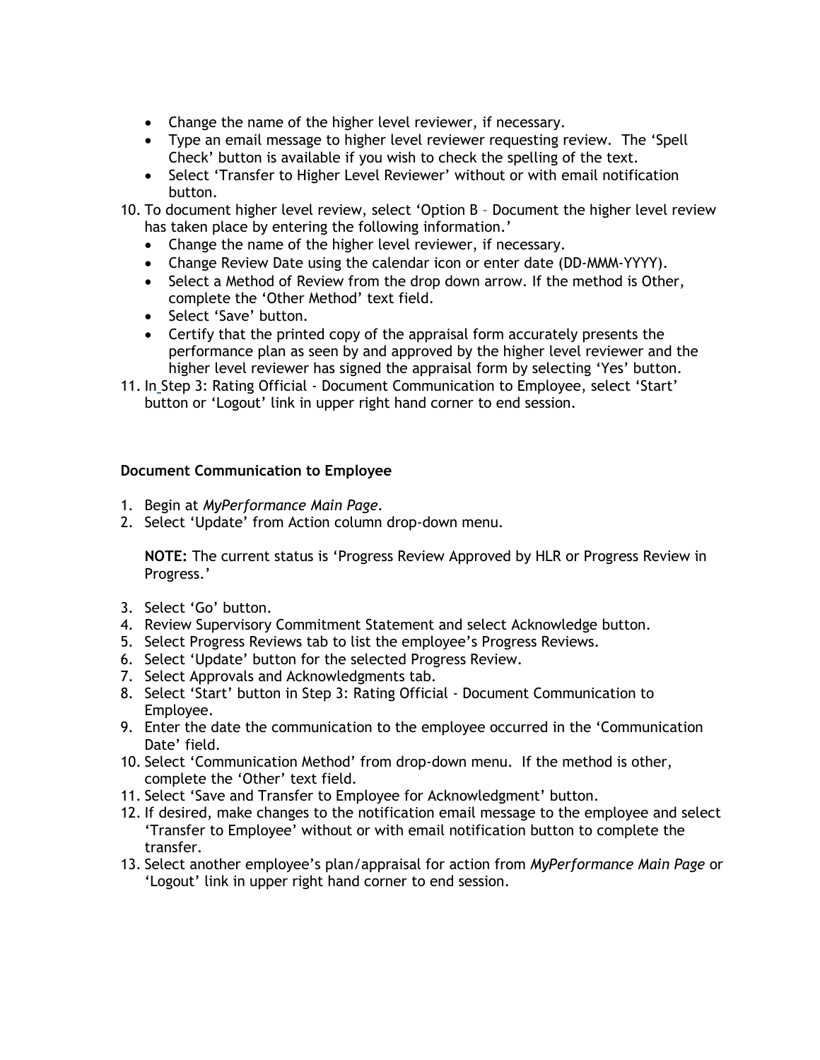- Change the name of the higher level reviewer, if necessary.
- Type an email message to higher level reviewer requesting review. The 'Spell Check' button is available if you wish to check the spelling of the text.
- Select 'Transfer to Higher Level Reviewer' without or with email notification button.

10. To document higher level review, select 'Option B – Document the higher level review has taken place by entering the following information.'
    - Change the name of the higher level reviewer, if necessary.
    - Change Review Date using the calendar icon or enter date (DD-MMM-YYYY).
    - Select a Method of Review from the drop down arrow. If the method is Other, complete the 'Other Method' text field.
    - Select 'Save' button.
    - Certify that the printed copy of the appraisal form accurately presents the performance plan as seen by and approved by the higher level reviewer and the higher level reviewer has signed the appraisal form by selecting 'Yes' button.
11. In Step 3: Rating Official - Document Communication to Employee, select 'Start' button or 'Logout' link in upper right hand corner to end session.

**Document Communication to Employee**

1. Begin at *MyPerformance Main Page*.
2. Select 'Update' from Action column drop-down menu.

   **NOTE:** The current status is 'Progress Review Approved by HLR or Progress Review in Progress.'

3. Select 'Go' button.
4. Review Supervisory Commitment Statement and select Acknowledge button.
5. Select Progress Reviews tab to list the employee's Progress Reviews.
6. Select 'Update' button for the selected Progress Review.
7. Select Approvals and Acknowledgments tab.
8. Select 'Start' button in Step 3: Rating Official - Document Communication to Employee.
9. Enter the date the communication to the employee occurred in the 'Communication Date' field.
10. Select 'Communication Method' from drop-down menu. If the method is other, complete the 'Other' text field.
11. Select 'Save and Transfer to Employee for Acknowledgment' button.
12. If desired, make changes to the notification email message to the employee and select 'Transfer to Employee' without or with email notification button to complete the transfer.
13. Select another employee's plan/appraisal for action from *MyPerformance Main Page* or 'Logout' link in upper right hand corner to end session.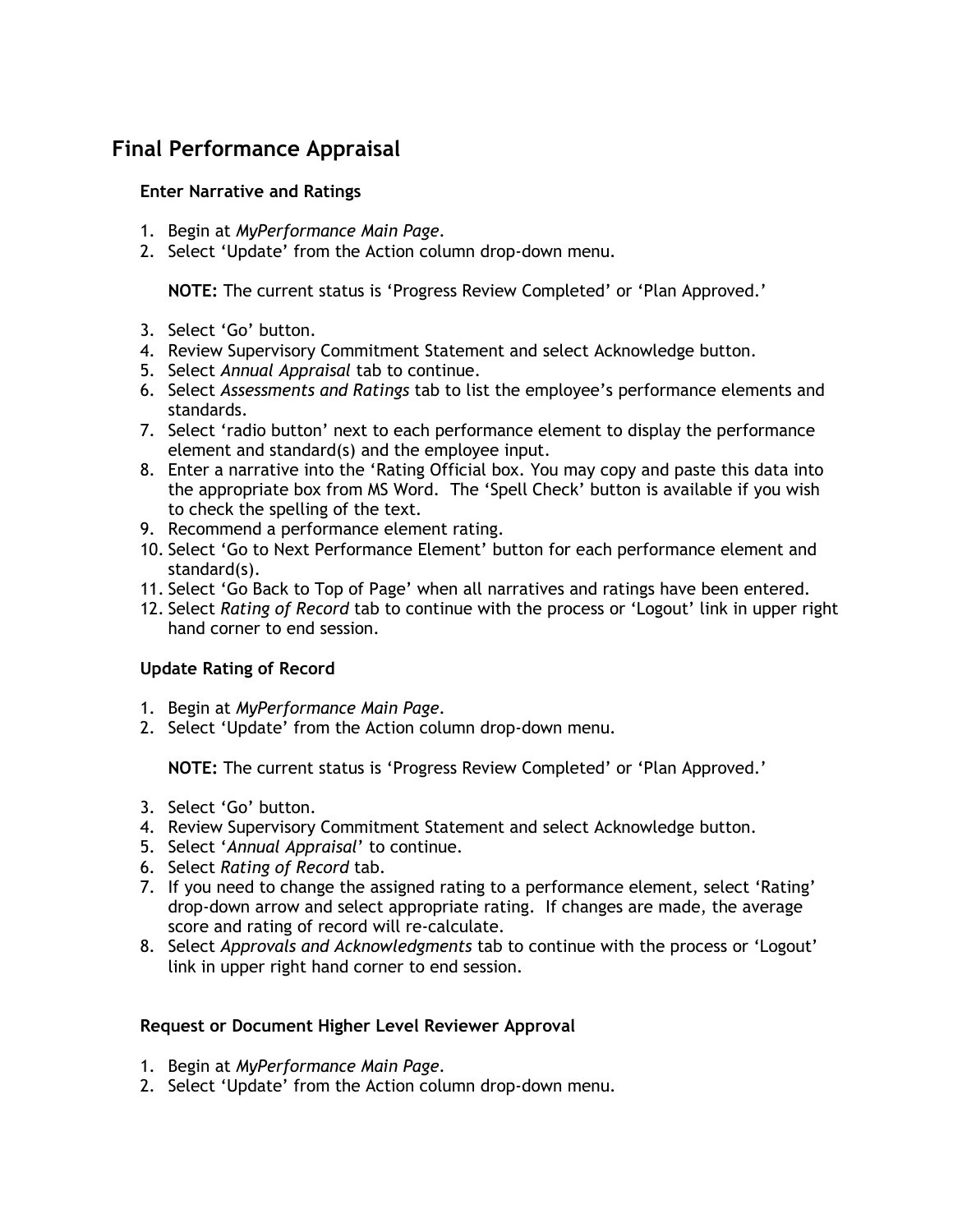## Final Performance Appraisal

### Enter Narrative and Ratings

1. Begin at *MyPerformance Main Page*.
2. Select 'Update' from the Action column drop-down menu.

   **NOTE:** The current status is 'Progress Review Completed' or 'Plan Approved.'

3. Select 'Go' button.
4. Review Supervisory Commitment Statement and select Acknowledge button.
5. Select *Annual Appraisal* tab to continue.
6. Select *Assessments and Ratings* tab to list the employee's performance elements and standards.
7. Select 'radio button' next to each performance element to display the performance element and standard(s) and the employee input.
8. Enter a narrative into the 'Rating Official box. You may copy and paste this data into the appropriate box from MS Word. The 'Spell Check' button is available if you wish to check the spelling of the text.
9. Recommend a performance element rating.
10. Select 'Go to Next Performance Element' button for each performance element and standard(s).
11. Select 'Go Back to Top of Page' when all narratives and ratings have been entered.
12. Select *Rating of Record* tab to continue with the process or 'Logout' link in upper right hand corner to end session.

### Update Rating of Record

1. Begin at *MyPerformance Main Page*.
2. Select 'Update' from the Action column drop-down menu.

   **NOTE:** The current status is 'Progress Review Completed' or 'Plan Approved.'

3. Select 'Go' button.
4. Review Supervisory Commitment Statement and select Acknowledge button.
5. Select '*Annual Appraisal*' to continue.
6. Select *Rating of Record* tab.
7. If you need to change the assigned rating to a performance element, select 'Rating' drop-down arrow and select appropriate rating. If changes are made, the average score and rating of record will re-calculate.
8. Select *Approvals and Acknowledgments* tab to continue with the process or 'Logout' link in upper right hand corner to end session.

### Request or Document Higher Level Reviewer Approval

1. Begin at *MyPerformance Main Page*.
2. Select 'Update' from the Action column drop-down menu.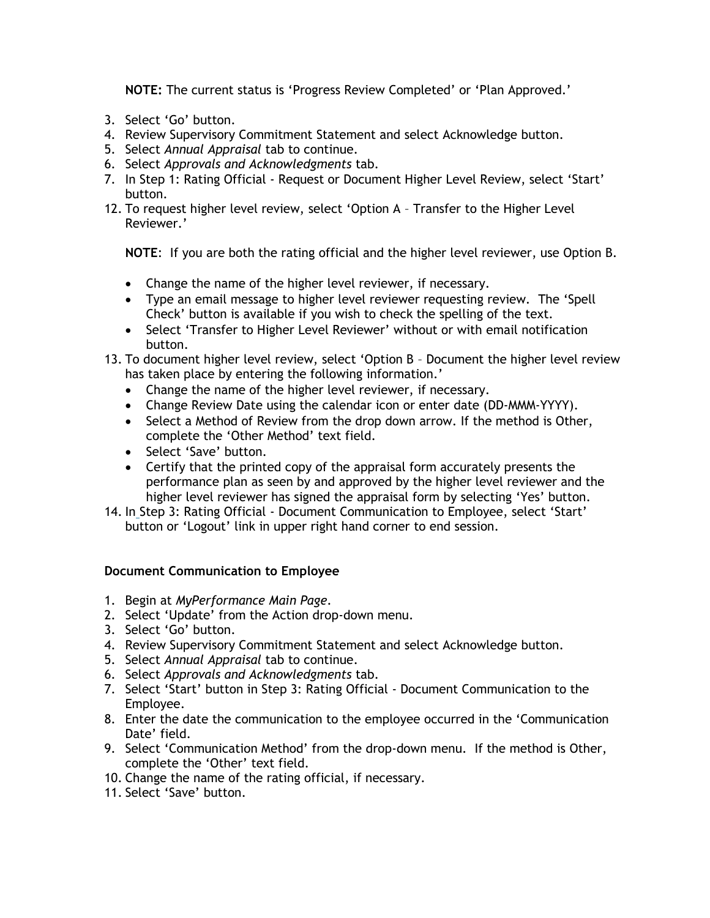**NOTE:** The current status is 'Progress Review Completed' or 'Plan Approved.'

3. Select 'Go' button.
4. Review Supervisory Commitment Statement and select Acknowledge button.
5. Select *Annual Appraisal* tab to continue.
6. Select *Approvals and Acknowledgments* tab.
7. In Step 1: Rating Official - Request or Document Higher Level Review, select 'Start' button.
12. To request higher level review, select 'Option A – Transfer to the Higher Level Reviewer.'

    **NOTE**: If you are both the rating official and the higher level reviewer, use Option B.

    - Change the name of the higher level reviewer, if necessary.
    - Type an email message to higher level reviewer requesting review. The 'Spell Check' button is available if you wish to check the spelling of the text.
    - Select 'Transfer to Higher Level Reviewer' without or with email notification button.
13. To document higher level review, select 'Option B – Document the higher level review has taken place by entering the following information.'
    - Change the name of the higher level reviewer, if necessary.
    - Change Review Date using the calendar icon or enter date (DD-MMM-YYYY).
    - Select a Method of Review from the drop down arrow. If the method is Other, complete the 'Other Method' text field.
    - Select 'Save' button.
    - Certify that the printed copy of the appraisal form accurately presents the performance plan as seen by and approved by the higher level reviewer and the higher level reviewer has signed the appraisal form by selecting 'Yes' button.
14. In Step 3: Rating Official - Document Communication to Employee, select 'Start' button or 'Logout' link in upper right hand corner to end session.

**Document Communication to Employee**

1. Begin at *MyPerformance Main Page*.
2. Select 'Update' from the Action drop-down menu.
3. Select 'Go' button.
4. Review Supervisory Commitment Statement and select Acknowledge button.
5. Select *Annual Appraisal* tab to continue.
6. Select *Approvals and Acknowledgments* tab.
7. Select 'Start' button in Step 3: Rating Official - Document Communication to the Employee.
8. Enter the date the communication to the employee occurred in the 'Communication Date' field.
9. Select 'Communication Method' from the drop-down menu. If the method is Other, complete the 'Other' text field.
10. Change the name of the rating official, if necessary.
11. Select 'Save' button.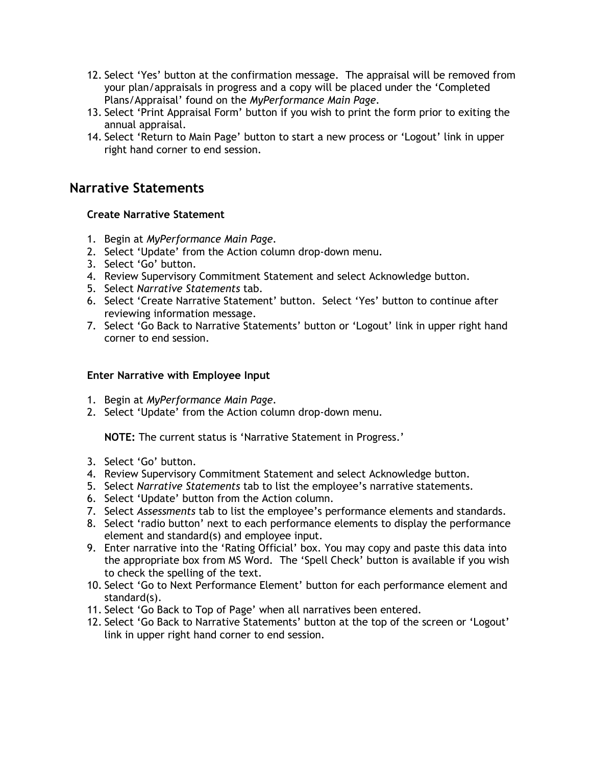12. Select 'Yes' button at the confirmation message. The appraisal will be removed from your plan/appraisals in progress and a copy will be placed under the 'Completed Plans/Appraisal' found on the *MyPerformance Main Page*.
13. Select 'Print Appraisal Form' button if you wish to print the form prior to exiting the annual appraisal.
14. Select 'Return to Main Page' button to start a new process or 'Logout' link in upper right hand corner to end session.

## Narrative Statements

### Create Narrative Statement

1. Begin at *MyPerformance Main Page*.
2. Select 'Update' from the Action column drop-down menu.
3. Select 'Go' button.
4. Review Supervisory Commitment Statement and select Acknowledge button.
5. Select *Narrative Statements* tab.
6. Select 'Create Narrative Statement' button. Select 'Yes' button to continue after reviewing information message.
7. Select 'Go Back to Narrative Statements' button or 'Logout' link in upper right hand corner to end session.

### Enter Narrative with Employee Input

1. Begin at *MyPerformance Main Page*.
2. Select 'Update' from the Action column drop-down menu.

   **NOTE:** The current status is 'Narrative Statement in Progress.'

3. Select 'Go' button.
4. Review Supervisory Commitment Statement and select Acknowledge button.
5. Select *Narrative Statements* tab to list the employee's narrative statements.
6. Select 'Update' button from the Action column.
7. Select *Assessments* tab to list the employee's performance elements and standards.
8. Select 'radio button' next to each performance elements to display the performance element and standard(s) and employee input.
9. Enter narrative into the 'Rating Official' box. You may copy and paste this data into the appropriate box from MS Word. The 'Spell Check' button is available if you wish to check the spelling of the text.
10. Select 'Go to Next Performance Element' button for each performance element and standard(s).
11. Select 'Go Back to Top of Page' when all narratives been entered.
12. Select 'Go Back to Narrative Statements' button at the top of the screen or 'Logout' link in upper right hand corner to end session.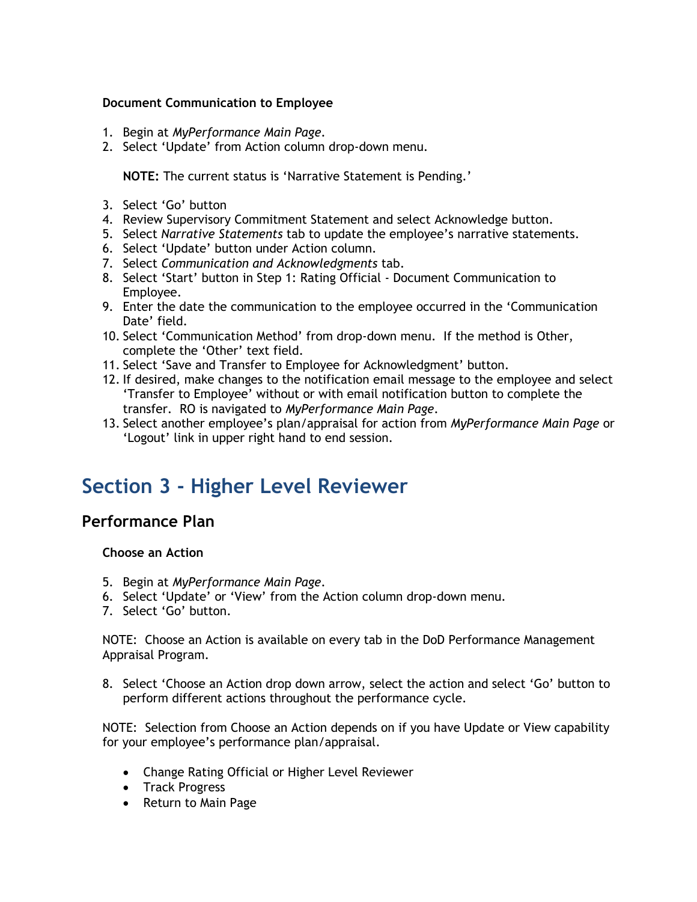**Document Communication to Employee**

1. Begin at *MyPerformance Main Page*.
2. Select 'Update' from Action column drop-down menu.

   **NOTE:** The current status is 'Narrative Statement is Pending.'

3. Select 'Go' button
4. Review Supervisory Commitment Statement and select Acknowledge button.
5. Select *Narrative Statements* tab to update the employee's narrative statements.
6. Select 'Update' button under Action column.
7. Select *Communication and Acknowledgments* tab.
8. Select 'Start' button in Step 1: Rating Official - Document Communication to Employee.
9. Enter the date the communication to the employee occurred in the 'Communication Date' field.
10. Select 'Communication Method' from drop-down menu. If the method is Other, complete the 'Other' text field.
11. Select 'Save and Transfer to Employee for Acknowledgment' button.
12. If desired, make changes to the notification email message to the employee and select 'Transfer to Employee' without or with email notification button to complete the transfer. RO is navigated to *MyPerformance Main Page*.
13. Select another employee's plan/appraisal for action from *MyPerformance Main Page* or 'Logout' link in upper right hand to end session.

# Section 3 - Higher Level Reviewer

## Performance Plan

**Choose an Action**

5. Begin at *MyPerformance Main Page*.
6. Select 'Update' or 'View' from the Action column drop-down menu.
7. Select 'Go' button.

NOTE: Choose an Action is available on every tab in the DoD Performance Management Appraisal Program.

8. Select 'Choose an Action drop down arrow, select the action and select 'Go' button to perform different actions throughout the performance cycle.

NOTE: Selection from Choose an Action depends on if you have Update or View capability for your employee's performance plan/appraisal.

- Change Rating Official or Higher Level Reviewer
- Track Progress
- Return to Main Page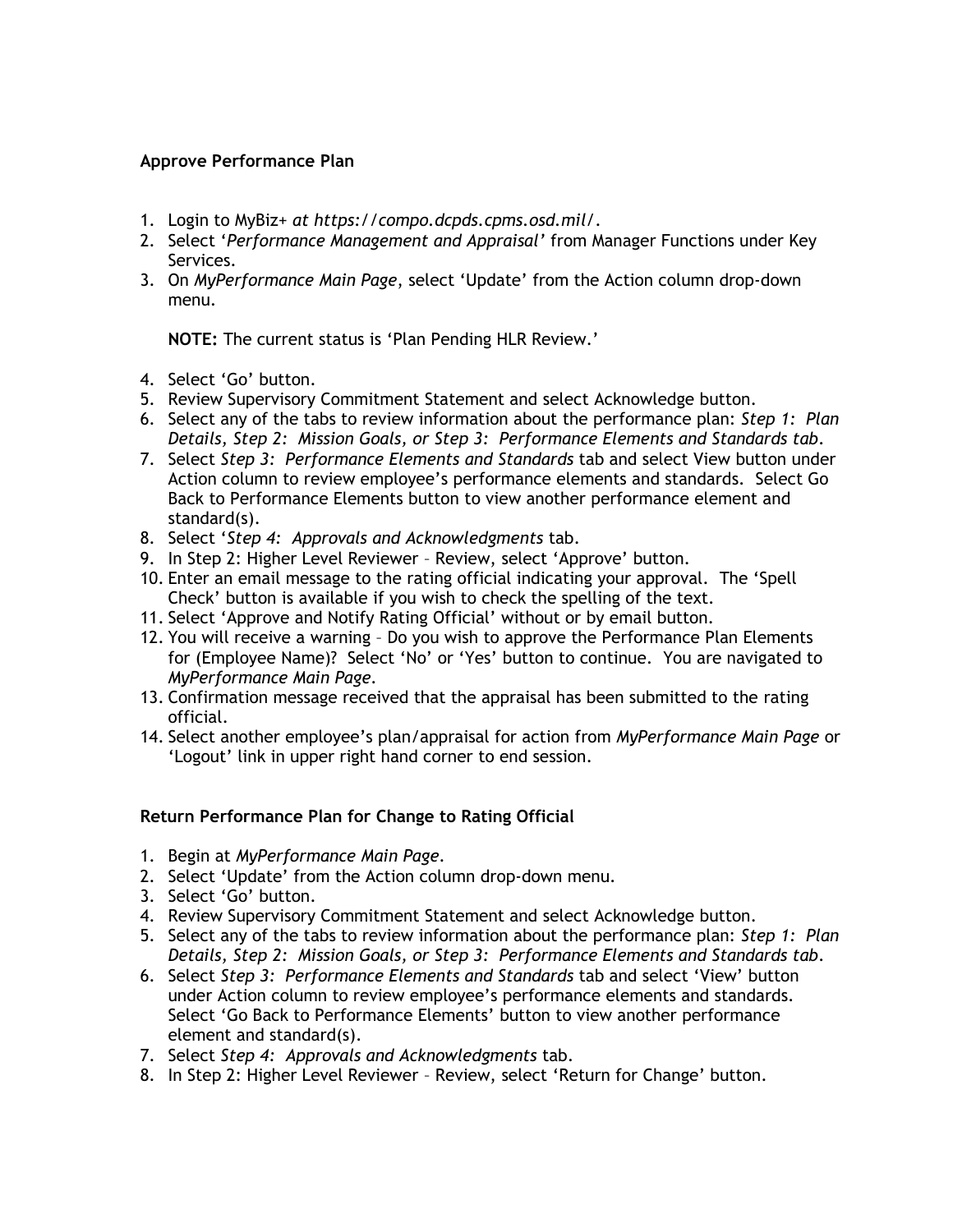**Approve Performance Plan**

1. Login to MyBiz+ *at https://compo.dcpds.cpms.osd.mil/*.
2. Select '*Performance Management and Appraisal'* from Manager Functions under Key Services.
3. On *MyPerformance Main Page*, select 'Update' from the Action column drop-down menu.

   **NOTE:** The current status is 'Plan Pending HLR Review.'

4. Select 'Go' button.
5. Review Supervisory Commitment Statement and select Acknowledge button.
6. Select any of the tabs to review information about the performance plan: *Step 1: Plan Details, Step 2: Mission Goals, or Step 3: Performance Elements and Standards tab*.
7. Select *Step 3: Performance Elements and Standards* tab and select View button under Action column to review employee's performance elements and standards. Select Go Back to Performance Elements button to view another performance element and standard(s).
8. Select '*Step 4: Approvals and Acknowledgments* tab.
9. In Step 2: Higher Level Reviewer – Review, select 'Approve' button.
10. Enter an email message to the rating official indicating your approval. The 'Spell Check' button is available if you wish to check the spelling of the text.
11. Select 'Approve and Notify Rating Official' without or by email button.
12. You will receive a warning – Do you wish to approve the Performance Plan Elements for (Employee Name)? Select 'No' or 'Yes' button to continue. You are navigated to *MyPerformance Main Page*.
13. Confirmation message received that the appraisal has been submitted to the rating official.
14. Select another employee's plan/appraisal for action from *MyPerformance Main Page* or 'Logout' link in upper right hand corner to end session.

**Return Performance Plan for Change to Rating Official**

1. Begin at *MyPerformance Main Page*.
2. Select 'Update' from the Action column drop-down menu.
3. Select 'Go' button.
4. Review Supervisory Commitment Statement and select Acknowledge button.
5. Select any of the tabs to review information about the performance plan: *Step 1: Plan Details, Step 2: Mission Goals, or Step 3: Performance Elements and Standards tab*.
6. Select *Step 3: Performance Elements and Standards* tab and select 'View' button under Action column to review employee's performance elements and standards. Select 'Go Back to Performance Elements' button to view another performance element and standard(s).
7. Select *Step 4: Approvals and Acknowledgments* tab.
8. In Step 2: Higher Level Reviewer – Review, select 'Return for Change' button.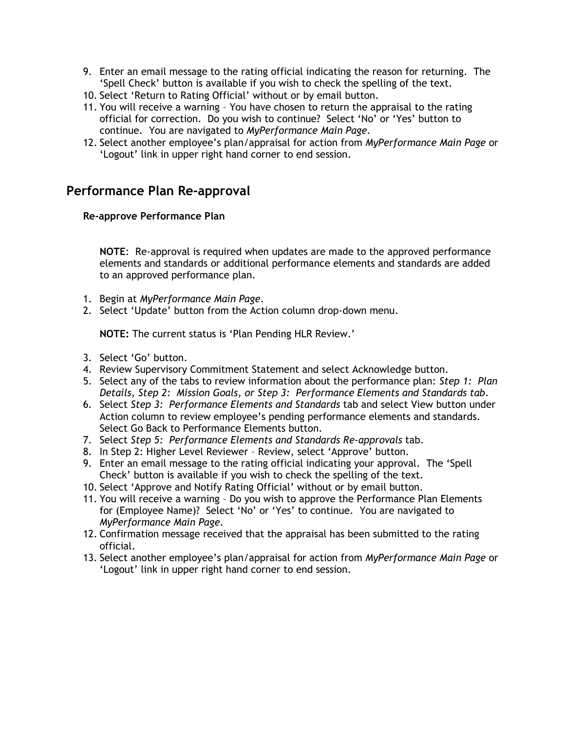9. Enter an email message to the rating official indicating the reason for returning. The 'Spell Check' button is available if you wish to check the spelling of the text.
10. Select 'Return to Rating Official' without or by email button.
11. You will receive a warning – You have chosen to return the appraisal to the rating official for correction. Do you wish to continue? Select 'No' or 'Yes' button to continue. You are navigated to *MyPerformance Main Page*.
12. Select another employee's plan/appraisal for action from *MyPerformance Main Page* or 'Logout' link in upper right hand corner to end session.

## Performance Plan Re-approval

### Re-approve Performance Plan

**NOTE**: Re-approval is required when updates are made to the approved performance elements and standards or additional performance elements and standards are added to an approved performance plan.

1. Begin at *MyPerformance Main Page*.
2. Select 'Update' button from the Action column drop-down menu.

   **NOTE:** The current status is 'Plan Pending HLR Review.'

3. Select 'Go' button.
4. Review Supervisory Commitment Statement and select Acknowledge button.
5. Select any of the tabs to review information about the performance plan: *Step 1: Plan Details, Step 2: Mission Goals, or Step 3: Performance Elements and Standards tab*.
6. Select *Step 3: Performance Elements and Standards* tab and select View button under Action column to review employee's pending performance elements and standards. Select Go Back to Performance Elements button.
7. Select *Step 5: Performance Elements and Standards Re-approvals* tab.
8. In Step 2: Higher Level Reviewer – Review, select 'Approve' button.
9. Enter an email message to the rating official indicating your approval. The 'Spell Check' button is available if you wish to check the spelling of the text.
10. Select 'Approve and Notify Rating Official' without or by email button.
11. You will receive a warning – Do you wish to approve the Performance Plan Elements for (Employee Name)? Select 'No' or 'Yes' to continue. You are navigated to *MyPerformance Main Page*.
12. Confirmation message received that the appraisal has been submitted to the rating official.
13. Select another employee's plan/appraisal for action from *MyPerformance Main Page* or 'Logout' link in upper right hand corner to end session.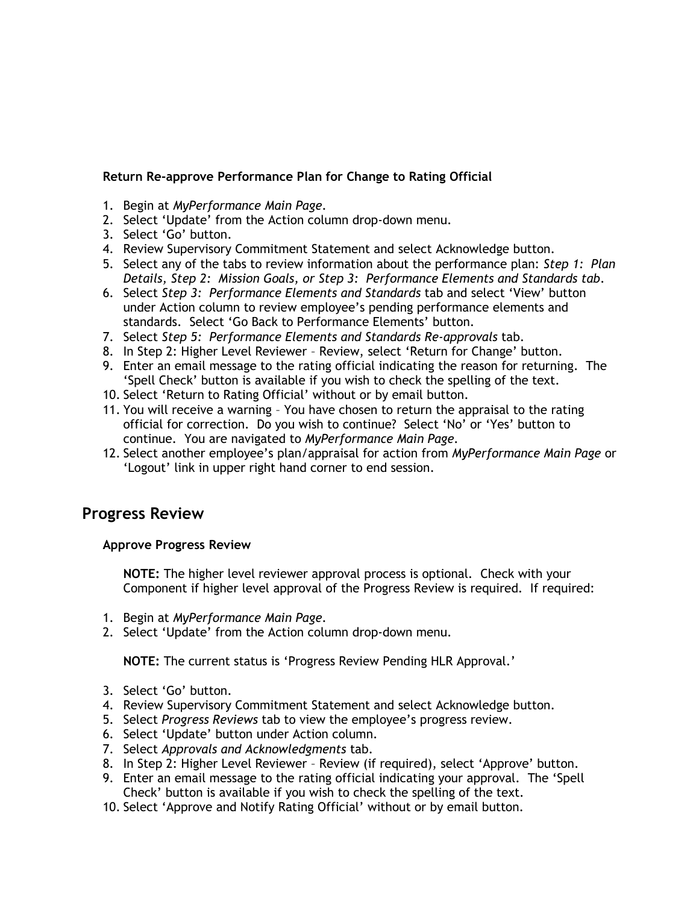**Return Re-approve Performance Plan for Change to Rating Official**

1. Begin at *MyPerformance Main Page*.
2. Select 'Update' from the Action column drop-down menu.
3. Select 'Go' button.
4. Review Supervisory Commitment Statement and select Acknowledge button.
5. Select any of the tabs to review information about the performance plan: *Step 1: Plan Details, Step 2: Mission Goals, or Step 3: Performance Elements and Standards tab*.
6. Select *Step 3: Performance Elements and Standards* tab and select 'View' button under Action column to review employee's pending performance elements and standards. Select 'Go Back to Performance Elements' button.
7. Select *Step 5: Performance Elements and Standards Re-approvals* tab.
8. In Step 2: Higher Level Reviewer – Review, select 'Return for Change' button.
9. Enter an email message to the rating official indicating the reason for returning. The 'Spell Check' button is available if you wish to check the spelling of the text.
10. Select 'Return to Rating Official' without or by email button.
11. You will receive a warning – You have chosen to return the appraisal to the rating official for correction. Do you wish to continue? Select 'No' or 'Yes' button to continue. You are navigated to *MyPerformance Main Page*.
12. Select another employee's plan/appraisal for action from *MyPerformance Main Page* or 'Logout' link in upper right hand corner to end session.

## Progress Review

**Approve Progress Review**

**NOTE:** The higher level reviewer approval process is optional. Check with your Component if higher level approval of the Progress Review is required. If required:

1. Begin at *MyPerformance Main Page*.
2. Select 'Update' from the Action column drop-down menu.

   **NOTE:** The current status is 'Progress Review Pending HLR Approval.'

3. Select 'Go' button.
4. Review Supervisory Commitment Statement and select Acknowledge button.
5. Select *Progress Reviews* tab to view the employee's progress review.
6. Select 'Update' button under Action column.
7. Select *Approvals and Acknowledgments* tab.
8. In Step 2: Higher Level Reviewer – Review (if required), select 'Approve' button.
9. Enter an email message to the rating official indicating your approval. The 'Spell Check' button is available if you wish to check the spelling of the text.
10. Select 'Approve and Notify Rating Official' without or by email button.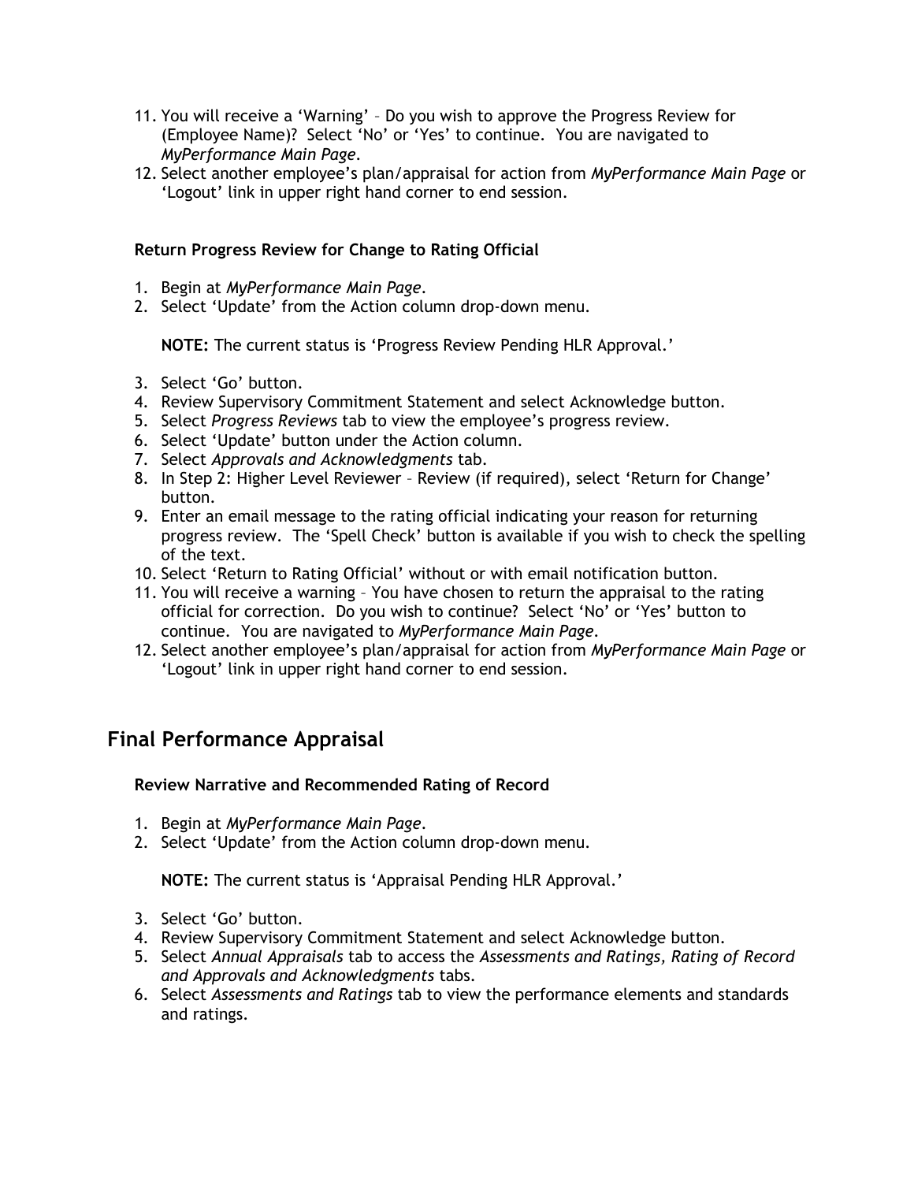11. You will receive a 'Warning' – Do you wish to approve the Progress Review for (Employee Name)? Select 'No' or 'Yes' to continue. You are navigated to *MyPerformance Main Page*.
12. Select another employee's plan/appraisal for action from *MyPerformance Main Page* or 'Logout' link in upper right hand corner to end session.

#### Return Progress Review for Change to Rating Official

1. Begin at *MyPerformance Main Page*.
2. Select 'Update' from the Action column drop-down menu.

   **NOTE:** The current status is 'Progress Review Pending HLR Approval.'

3. Select 'Go' button.
4. Review Supervisory Commitment Statement and select Acknowledge button.
5. Select *Progress Reviews* tab to view the employee's progress review.
6. Select 'Update' button under the Action column.
7. Select *Approvals and Acknowledgments* tab.
8. In Step 2: Higher Level Reviewer – Review (if required), select 'Return for Change' button.
9. Enter an email message to the rating official indicating your reason for returning progress review. The 'Spell Check' button is available if you wish to check the spelling of the text.
10. Select 'Return to Rating Official' without or with email notification button.
11. You will receive a warning – You have chosen to return the appraisal to the rating official for correction. Do you wish to continue? Select 'No' or 'Yes' button to continue. You are navigated to *MyPerformance Main Page*.
12. Select another employee's plan/appraisal for action from *MyPerformance Main Page* or 'Logout' link in upper right hand corner to end session.

## Final Performance Appraisal

#### Review Narrative and Recommended Rating of Record

1. Begin at *MyPerformance Main Page*.
2. Select 'Update' from the Action column drop-down menu.

   **NOTE:** The current status is 'Appraisal Pending HLR Approval.'

3. Select 'Go' button.
4. Review Supervisory Commitment Statement and select Acknowledge button.
5. Select *Annual Appraisals* tab to access the *Assessments and Ratings, Rating of Record and Approvals and Acknowledgments* tabs.
6. Select *Assessments and Ratings* tab to view the performance elements and standards and ratings.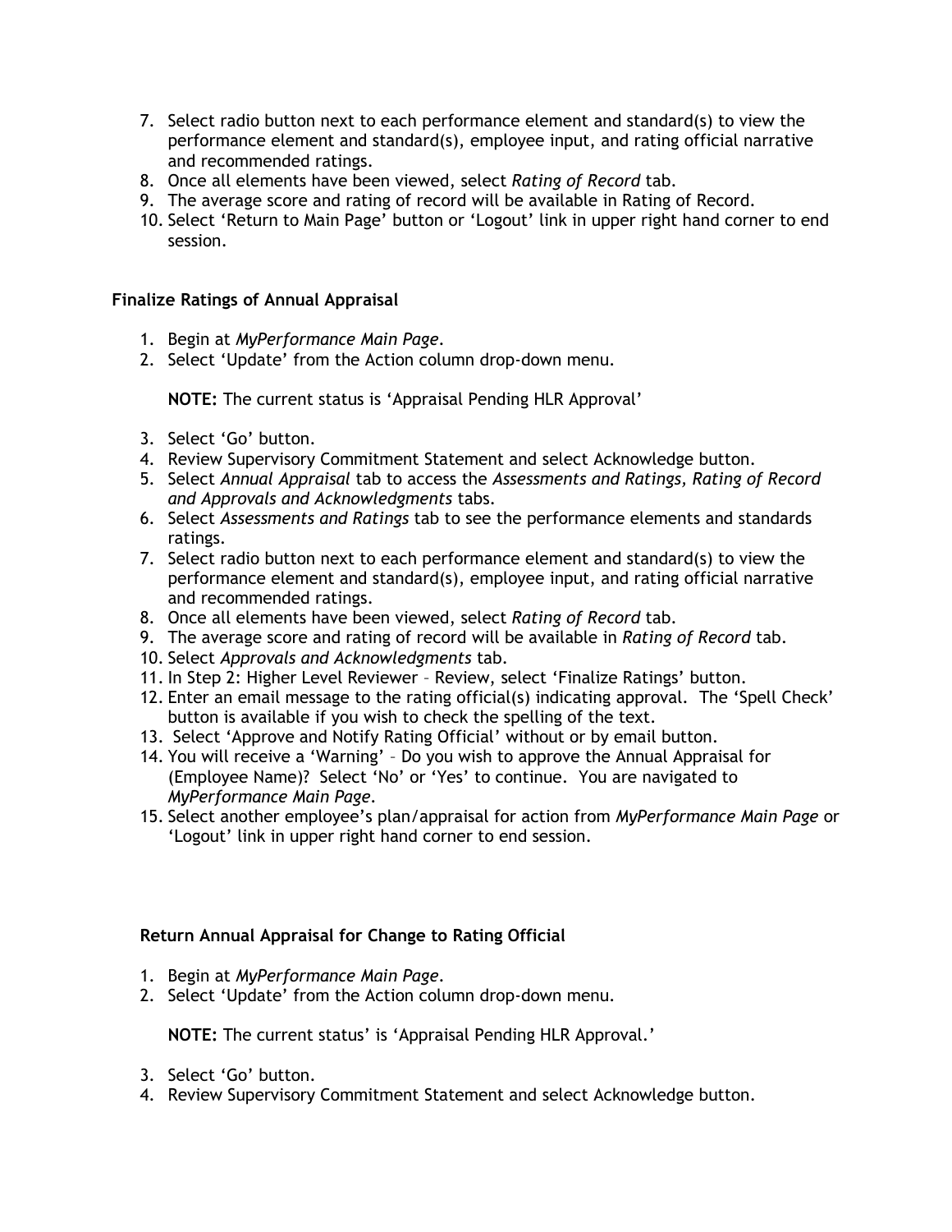7. Select radio button next to each performance element and standard(s) to view the performance element and standard(s), employee input, and rating official narrative and recommended ratings.
8. Once all elements have been viewed, select *Rating of Record* tab.
9. The average score and rating of record will be available in Rating of Record.
10. Select 'Return to Main Page' button or 'Logout' link in upper right hand corner to end session.

**Finalize Ratings of Annual Appraisal**

1. Begin at *MyPerformance Main Page*.
2. Select 'Update' from the Action column drop-down menu.

   **NOTE:** The current status is 'Appraisal Pending HLR Approval'

3. Select 'Go' button.
4. Review Supervisory Commitment Statement and select Acknowledge button.
5. Select *Annual Appraisal* tab to access the *Assessments and Ratings, Rating of Record and Approvals and Acknowledgments* tabs.
6. Select *Assessments and Ratings* tab to see the performance elements and standards ratings.
7. Select radio button next to each performance element and standard(s) to view the performance element and standard(s), employee input, and rating official narrative and recommended ratings.
8. Once all elements have been viewed, select *Rating of Record* tab.
9. The average score and rating of record will be available in *Rating of Record* tab.
10. Select *Approvals and Acknowledgments* tab.
11. In Step 2: Higher Level Reviewer – Review, select 'Finalize Ratings' button.
12. Enter an email message to the rating official(s) indicating approval. The 'Spell Check' button is available if you wish to check the spelling of the text.
13. Select 'Approve and Notify Rating Official' without or by email button.
14. You will receive a 'Warning' – Do you wish to approve the Annual Appraisal for (Employee Name)? Select 'No' or 'Yes' to continue. You are navigated to *MyPerformance Main Page*.
15. Select another employee's plan/appraisal for action from *MyPerformance Main Page* or 'Logout' link in upper right hand corner to end session.

**Return Annual Appraisal for Change to Rating Official**

1. Begin at *MyPerformance Main Page*.
2. Select 'Update' from the Action column drop-down menu.

   **NOTE:** The current status' is 'Appraisal Pending HLR Approval.'

3. Select 'Go' button.
4. Review Supervisory Commitment Statement and select Acknowledge button.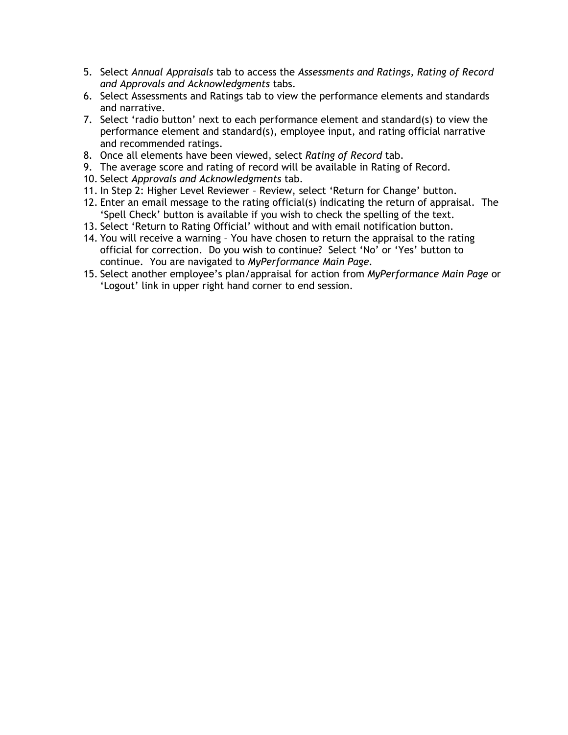5. Select *Annual Appraisals* tab to access the *Assessments and Ratings, Rating of Record and Approvals and Acknowledgments* tabs.
6. Select Assessments and Ratings tab to view the performance elements and standards and narrative.
7. Select 'radio button' next to each performance element and standard(s) to view the performance element and standard(s), employee input, and rating official narrative and recommended ratings.
8. Once all elements have been viewed, select *Rating of Record* tab.
9. The average score and rating of record will be available in Rating of Record.
10. Select *Approvals and Acknowledgments* tab.
11. In Step 2: Higher Level Reviewer – Review, select 'Return for Change' button.
12. Enter an email message to the rating official(s) indicating the return of appraisal. The 'Spell Check' button is available if you wish to check the spelling of the text.
13. Select 'Return to Rating Official' without and with email notification button.
14. You will receive a warning – You have chosen to return the appraisal to the rating official for correction. Do you wish to continue? Select 'No' or 'Yes' button to continue. You are navigated to *MyPerformance Main Page*.
15. Select another employee's plan/appraisal for action from *MyPerformance Main Page* or 'Logout' link in upper right hand corner to end session.